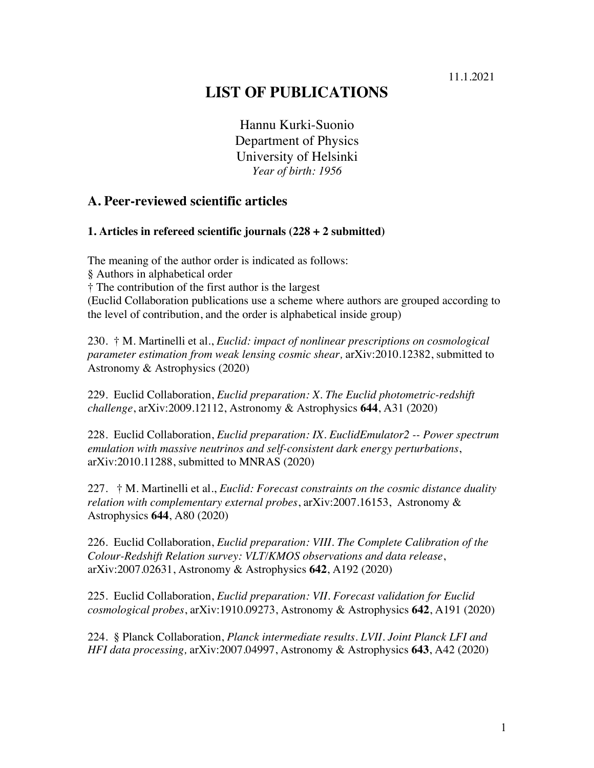11.1.2021

# LIST OF PUBLICATIONS

Hannu Kurki-Suonio
Department of Physics
University of Helsinki
*Year of birth: 1956*

## A. Peer-reviewed scientific articles

### 1. Articles in refereed scientific journals (228 + 2 submitted)

The meaning of the author order is indicated as follows:
§ Authors in alphabetical order
† The contribution of the first author is the largest
(Euclid Collaboration publications use a scheme where authors are grouped according to the level of contribution, and the order is alphabetical inside group)

230. † M. Martinelli et al., *Euclid: impact of nonlinear prescriptions on cosmological parameter estimation from weak lensing cosmic shear,* arXiv:2010.12382, submitted to Astronomy & Astrophysics (2020)

229. Euclid Collaboration, *Euclid preparation: X. The Euclid photometric-redshift challenge*, arXiv:2009.12112, Astronomy & Astrophysics **644**, A31 (2020)

228. Euclid Collaboration, *Euclid preparation: IX. EuclidEmulator2 -- Power spectrum emulation with massive neutrinos and self-consistent dark energy perturbations*, arXiv:2010.11288, submitted to MNRAS (2020)

227. † M. Martinelli et al., *Euclid: Forecast constraints on the cosmic distance duality relation with complementary external probes*, arXiv:2007.16153, Astronomy & Astrophysics **644**, A80 (2020)

226. Euclid Collaboration, *Euclid preparation: VIII. The Complete Calibration of the Colour-Redshift Relation survey: VLT/KMOS observations and data release*, arXiv:2007.02631, Astronomy & Astrophysics **642**, A192 (2020)

225. Euclid Collaboration, *Euclid preparation: VII. Forecast validation for Euclid cosmological probes*, arXiv:1910.09273, Astronomy & Astrophysics **642**, A191 (2020)

224. § Planck Collaboration, *Planck intermediate results. LVII. Joint Planck LFI and HFI data processing,* arXiv:2007.04997, Astronomy & Astrophysics **643**, A42 (2020)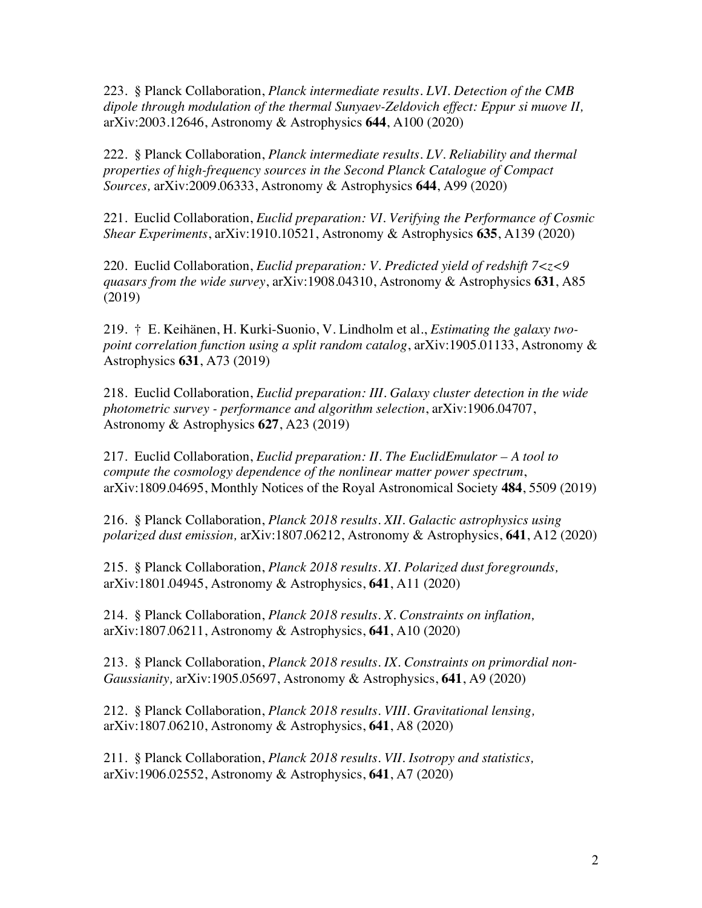223. § Planck Collaboration, *Planck intermediate results. LVI. Detection of the CMB dipole through modulation of the thermal Sunyaev-Zeldovich effect: Eppur si muove II,* arXiv:2003.12646, Astronomy & Astrophysics **644**, A100 (2020)

222. § Planck Collaboration, *Planck intermediate results. LV. Reliability and thermal properties of high-frequency sources in the Second Planck Catalogue of Compact Sources,* arXiv:2009.06333, Astronomy & Astrophysics **644**, A99 (2020)

221. Euclid Collaboration, *Euclid preparation: VI. Verifying the Performance of Cosmic Shear Experiments*, arXiv:1910.10521, Astronomy & Astrophysics **635**, A139 (2020)

220. Euclid Collaboration, *Euclid preparation: V. Predicted yield of redshift $7<z<9$ quasars from the wide survey*, arXiv:1908.04310, Astronomy & Astrophysics **631**, A85 (2019)

219. † E. Keihänen, H. Kurki-Suonio, V. Lindholm et al., *Estimating the galaxy two-point correlation function using a split random catalog*, arXiv:1905.01133, Astronomy & Astrophysics **631**, A73 (2019)

218. Euclid Collaboration, *Euclid preparation: III. Galaxy cluster detection in the wide photometric survey - performance and algorithm selection*, arXiv:1906.04707, Astronomy & Astrophysics **627**, A23 (2019)

217. Euclid Collaboration, *Euclid preparation: II. The EuclidEmulator – A tool to compute the cosmology dependence of the nonlinear matter power spectrum*, arXiv:1809.04695, Monthly Notices of the Royal Astronomical Society **484**, 5509 (2019)

216. § Planck Collaboration, *Planck 2018 results. XII. Galactic astrophysics using polarized dust emission,* arXiv:1807.06212, Astronomy & Astrophysics, **641**, A12 (2020)

215. § Planck Collaboration, *Planck 2018 results. XI. Polarized dust foregrounds,* arXiv:1801.04945, Astronomy & Astrophysics, **641**, A11 (2020)

214. § Planck Collaboration, *Planck 2018 results. X. Constraints on inflation,* arXiv:1807.06211, Astronomy & Astrophysics, **641**, A10 (2020)

213. § Planck Collaboration, *Planck 2018 results. IX. Constraints on primordial non-Gaussianity,* arXiv:1905.05697, Astronomy & Astrophysics, **641**, A9 (2020)

212. § Planck Collaboration, *Planck 2018 results. VIII. Gravitational lensing,* arXiv:1807.06210, Astronomy & Astrophysics, **641**, A8 (2020)

211. § Planck Collaboration, *Planck 2018 results. VII. Isotropy and statistics,* arXiv:1906.02552, Astronomy & Astrophysics, **641**, A7 (2020)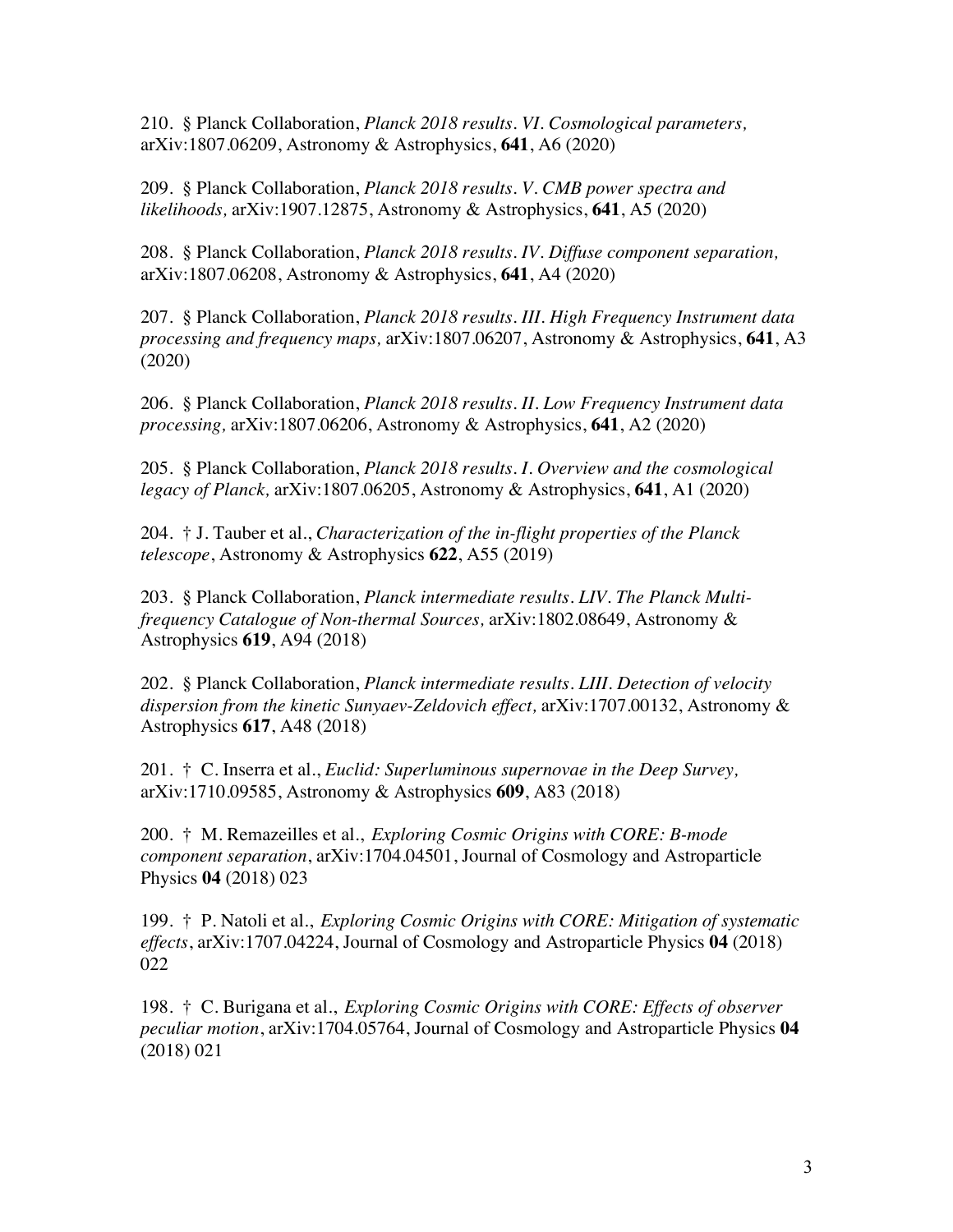210. § Planck Collaboration, *Planck 2018 results. VI. Cosmological parameters,* arXiv:1807.06209, Astronomy & Astrophysics, **641**, A6 (2020)

209. § Planck Collaboration, *Planck 2018 results. V. CMB power spectra and likelihoods,* arXiv:1907.12875, Astronomy & Astrophysics, **641**, A5 (2020)

208. § Planck Collaboration, *Planck 2018 results. IV. Diffuse component separation,* arXiv:1807.06208, Astronomy & Astrophysics, **641**, A4 (2020)

207. § Planck Collaboration, *Planck 2018 results. III. High Frequency Instrument data processing and frequency maps,* arXiv:1807.06207, Astronomy & Astrophysics, **641**, A3 (2020)

206. § Planck Collaboration, *Planck 2018 results. II. Low Frequency Instrument data processing,* arXiv:1807.06206, Astronomy & Astrophysics, **641**, A2 (2020)

205. § Planck Collaboration, *Planck 2018 results. I. Overview and the cosmological legacy of Planck,* arXiv:1807.06205, Astronomy & Astrophysics, **641**, A1 (2020)

204. † J. Tauber et al., *Characterization of the in-flight properties of the Planck telescope*, Astronomy & Astrophysics **622**, A55 (2019)

203. § Planck Collaboration, *Planck intermediate results. LIV. The Planck Multi-frequency Catalogue of Non-thermal Sources,* arXiv:1802.08649, Astronomy & Astrophysics **619**, A94 (2018)

202. § Planck Collaboration, *Planck intermediate results. LIII. Detection of velocity dispersion from the kinetic Sunyaev-Zeldovich effect,* arXiv:1707.00132, Astronomy & Astrophysics **617**, A48 (2018)

201. † C. Inserra et al., *Euclid: Superluminous supernovae in the Deep Survey,* arXiv:1710.09585, Astronomy & Astrophysics **609**, A83 (2018)

200. † M. Remazeilles et al., *Exploring Cosmic Origins with CORE: B-mode component separation*, arXiv:1704.04501, Journal of Cosmology and Astroparticle Physics **04** (2018) 023

199. † P. Natoli et al., *Exploring Cosmic Origins with CORE: Mitigation of systematic effects*, arXiv:1707.04224, Journal of Cosmology and Astroparticle Physics **04** (2018) 022

198. † C. Burigana et al., *Exploring Cosmic Origins with CORE: Effects of observer peculiar motion*, arXiv:1704.05764, Journal of Cosmology and Astroparticle Physics **04** (2018) 021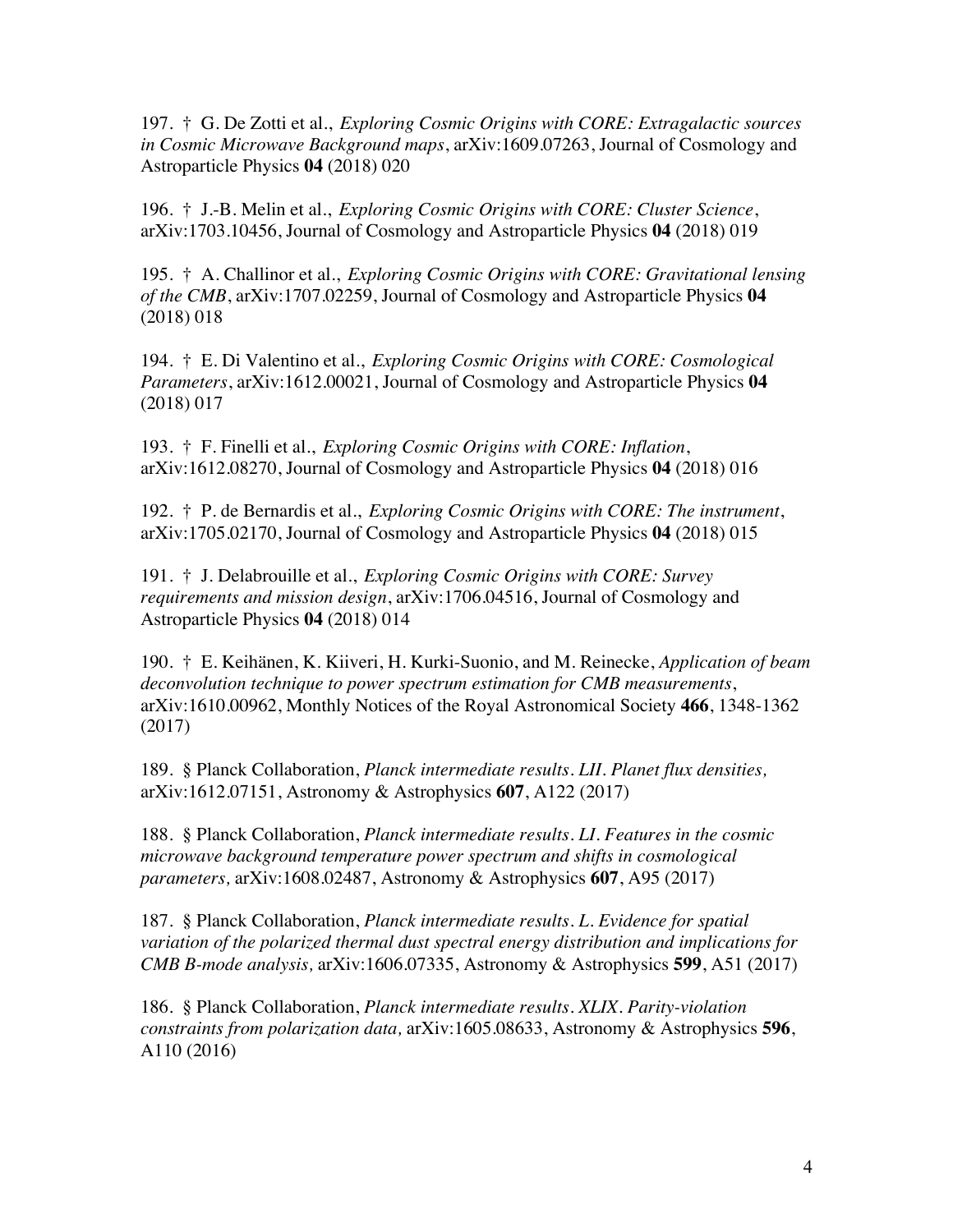197. † G. De Zotti et al., *Exploring Cosmic Origins with CORE: Extragalactic sources in Cosmic Microwave Background maps*, arXiv:1609.07263, Journal of Cosmology and Astroparticle Physics **04** (2018) 020

196. † J.-B. Melin et al., *Exploring Cosmic Origins with CORE: Cluster Science*, arXiv:1703.10456, Journal of Cosmology and Astroparticle Physics **04** (2018) 019

195. † A. Challinor et al., *Exploring Cosmic Origins with CORE: Gravitational lensing of the CMB*, arXiv:1707.02259, Journal of Cosmology and Astroparticle Physics **04** (2018) 018

194. † E. Di Valentino et al., *Exploring Cosmic Origins with CORE: Cosmological Parameters*, arXiv:1612.00021, Journal of Cosmology and Astroparticle Physics **04** (2018) 017

193. † F. Finelli et al., *Exploring Cosmic Origins with CORE: Inflation*, arXiv:1612.08270, Journal of Cosmology and Astroparticle Physics **04** (2018) 016

192. † P. de Bernardis et al., *Exploring Cosmic Origins with CORE: The instrument*, arXiv:1705.02170, Journal of Cosmology and Astroparticle Physics **04** (2018) 015

191. † J. Delabrouille et al., *Exploring Cosmic Origins with CORE: Survey requirements and mission design*, arXiv:1706.04516, Journal of Cosmology and Astroparticle Physics **04** (2018) 014

190. † E. Keihänen, K. Kiiveri, H. Kurki-Suonio, and M. Reinecke, *Application of beam deconvolution technique to power spectrum estimation for CMB measurements*, arXiv:1610.00962, Monthly Notices of the Royal Astronomical Society **466**, 1348-1362 (2017)

189. § Planck Collaboration, *Planck intermediate results. LII. Planet flux densities,* arXiv:1612.07151, Astronomy & Astrophysics **607**, A122 (2017)

188. § Planck Collaboration, *Planck intermediate results. LI. Features in the cosmic microwave background temperature power spectrum and shifts in cosmological parameters,* arXiv:1608.02487, Astronomy & Astrophysics **607**, A95 (2017)

187. § Planck Collaboration, *Planck intermediate results. L. Evidence for spatial variation of the polarized thermal dust spectral energy distribution and implications for CMB B-mode analysis,* arXiv:1606.07335, Astronomy & Astrophysics **599**, A51 (2017)

186. § Planck Collaboration, *Planck intermediate results. XLIX. Parity-violation constraints from polarization data,* arXiv:1605.08633, Astronomy & Astrophysics **596**, A110 (2016)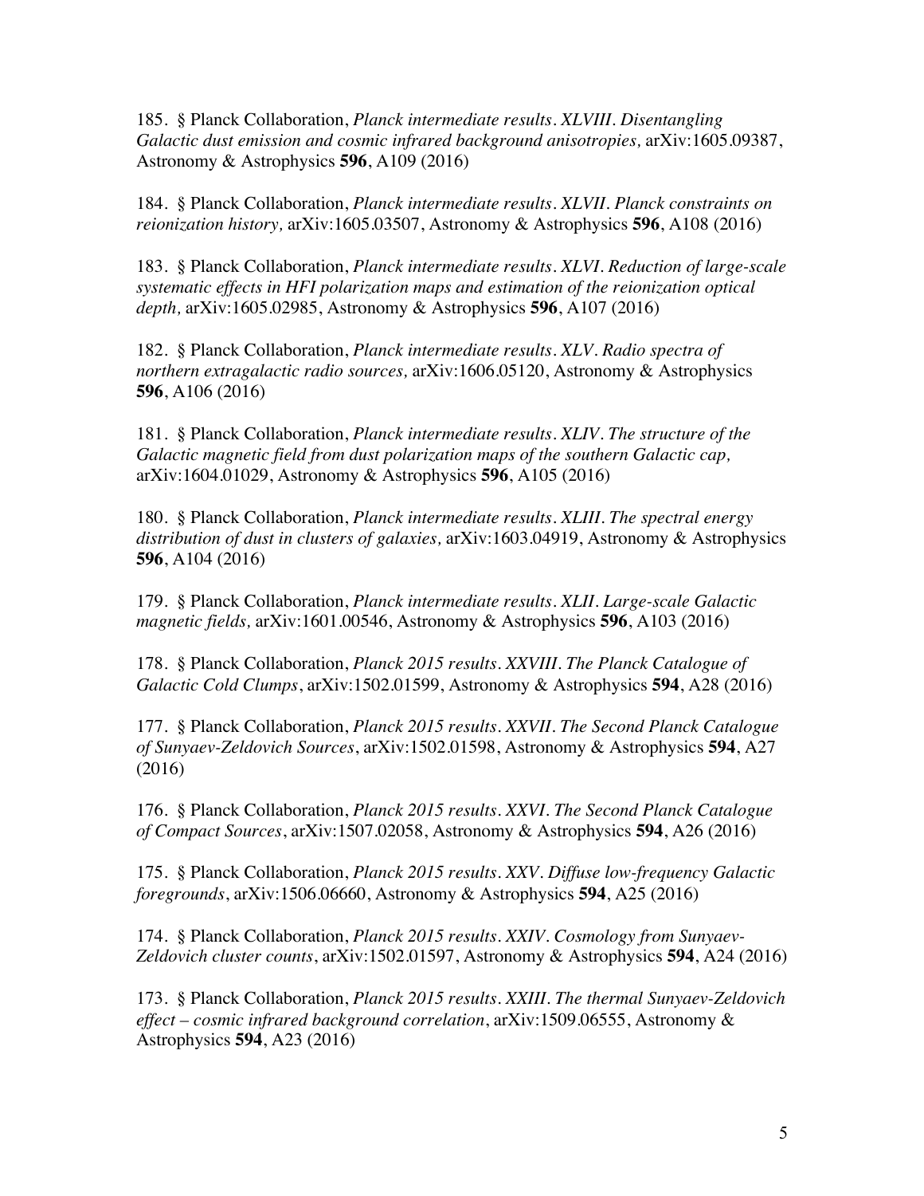185. § Planck Collaboration, *Planck intermediate results. XLVIII. Disentangling Galactic dust emission and cosmic infrared background anisotropies,* arXiv:1605.09387, Astronomy & Astrophysics **596**, A109 (2016)

184. § Planck Collaboration, *Planck intermediate results. XLVII. Planck constraints on reionization history,* arXiv:1605.03507, Astronomy & Astrophysics **596**, A108 (2016)

183. § Planck Collaboration, *Planck intermediate results. XLVI. Reduction of large-scale systematic effects in HFI polarization maps and estimation of the reionization optical depth,* arXiv:1605.02985, Astronomy & Astrophysics **596**, A107 (2016)

182. § Planck Collaboration, *Planck intermediate results. XLV. Radio spectra of northern extragalactic radio sources,* arXiv:1606.05120, Astronomy & Astrophysics **596**, A106 (2016)

181. § Planck Collaboration, *Planck intermediate results. XLIV. The structure of the Galactic magnetic field from dust polarization maps of the southern Galactic cap,* arXiv:1604.01029, Astronomy & Astrophysics **596**, A105 (2016)

180. § Planck Collaboration, *Planck intermediate results. XLIII. The spectral energy distribution of dust in clusters of galaxies,* arXiv:1603.04919, Astronomy & Astrophysics **596**, A104 (2016)

179. § Planck Collaboration, *Planck intermediate results. XLII. Large-scale Galactic magnetic fields,* arXiv:1601.00546, Astronomy & Astrophysics **596**, A103 (2016)

178. § Planck Collaboration, *Planck 2015 results. XXVIII. The Planck Catalogue of Galactic Cold Clumps*, arXiv:1502.01599, Astronomy & Astrophysics **594**, A28 (2016)

177. § Planck Collaboration, *Planck 2015 results. XXVII. The Second Planck Catalogue of Sunyaev-Zeldovich Sources*, arXiv:1502.01598, Astronomy & Astrophysics **594**, A27 (2016)

176. § Planck Collaboration, *Planck 2015 results. XXVI. The Second Planck Catalogue of Compact Sources*, arXiv:1507.02058, Astronomy & Astrophysics **594**, A26 (2016)

175. § Planck Collaboration, *Planck 2015 results. XXV. Diffuse low-frequency Galactic foregrounds*, arXiv:1506.06660, Astronomy & Astrophysics **594**, A25 (2016)

174. § Planck Collaboration, *Planck 2015 results. XXIV. Cosmology from Sunyaev-Zeldovich cluster counts*, arXiv:1502.01597, Astronomy & Astrophysics **594**, A24 (2016)

173. § Planck Collaboration, *Planck 2015 results. XXIII. The thermal Sunyaev-Zeldovich effect – cosmic infrared background correlation*, arXiv:1509.06555, Astronomy & Astrophysics **594**, A23 (2016)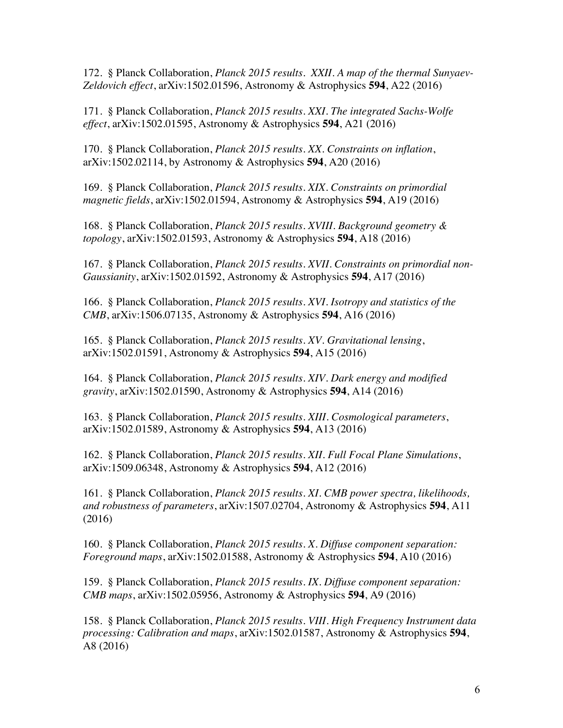172. § Planck Collaboration, *Planck 2015 results. XXII. A map of the thermal Sunyaev-Zeldovich effect*, arXiv:1502.01596, Astronomy & Astrophysics **594**, A22 (2016)

171. § Planck Collaboration, *Planck 2015 results. XXI. The integrated Sachs-Wolfe effect*, arXiv:1502.01595, Astronomy & Astrophysics **594**, A21 (2016)

170. § Planck Collaboration, *Planck 2015 results. XX. Constraints on inflation*, arXiv:1502.02114, by Astronomy & Astrophysics **594**, A20 (2016)

169. § Planck Collaboration, *Planck 2015 results. XIX. Constraints on primordial magnetic fields*, arXiv:1502.01594, Astronomy & Astrophysics **594**, A19 (2016)

168. § Planck Collaboration, *Planck 2015 results. XVIII. Background geometry & topology*, arXiv:1502.01593, Astronomy & Astrophysics **594**, A18 (2016)

167. § Planck Collaboration, *Planck 2015 results. XVII. Constraints on primordial non-Gaussianity*, arXiv:1502.01592, Astronomy & Astrophysics **594**, A17 (2016)

166. § Planck Collaboration, *Planck 2015 results. XVI. Isotropy and statistics of the CMB*, arXiv:1506.07135, Astronomy & Astrophysics **594**, A16 (2016)

165. § Planck Collaboration, *Planck 2015 results. XV. Gravitational lensing*, arXiv:1502.01591, Astronomy & Astrophysics **594**, A15 (2016)

164. § Planck Collaboration, *Planck 2015 results. XIV. Dark energy and modified gravity*, arXiv:1502.01590, Astronomy & Astrophysics **594**, A14 (2016)

163. § Planck Collaboration, *Planck 2015 results. XIII. Cosmological parameters*, arXiv:1502.01589, Astronomy & Astrophysics **594**, A13 (2016)

162. § Planck Collaboration, *Planck 2015 results. XII. Full Focal Plane Simulations*, arXiv:1509.06348, Astronomy & Astrophysics **594**, A12 (2016)

161. § Planck Collaboration, *Planck 2015 results. XI. CMB power spectra, likelihoods, and robustness of parameters*, arXiv:1507.02704, Astronomy & Astrophysics **594**, A11 (2016)

160. § Planck Collaboration, *Planck 2015 results. X. Diffuse component separation: Foreground maps*, arXiv:1502.01588, Astronomy & Astrophysics **594**, A10 (2016)

159. § Planck Collaboration, *Planck 2015 results. IX. Diffuse component separation: CMB maps*, arXiv:1502.05956, Astronomy & Astrophysics **594**, A9 (2016)

158. § Planck Collaboration, *Planck 2015 results. VIII. High Frequency Instrument data processing: Calibration and maps*, arXiv:1502.01587, Astronomy & Astrophysics **594**, A8 (2016)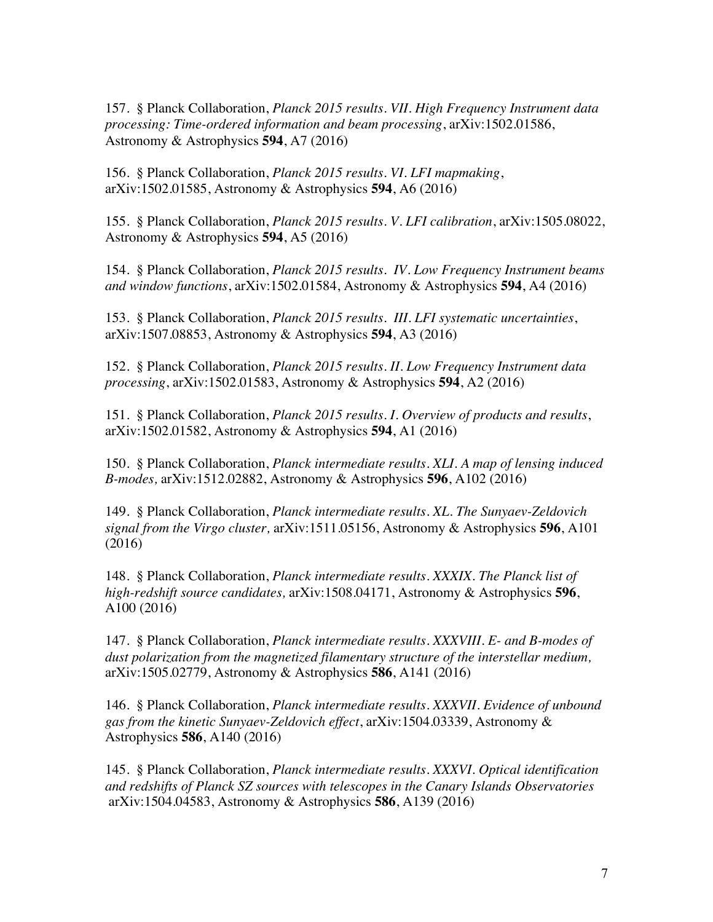157. § Planck Collaboration, *Planck 2015 results. VII. High Frequency Instrument data processing: Time-ordered information and beam processing*, arXiv:1502.01586, Astronomy & Astrophysics **594**, A7 (2016)

156. § Planck Collaboration, *Planck 2015 results. VI. LFI mapmaking*, arXiv:1502.01585, Astronomy & Astrophysics **594**, A6 (2016)

155. § Planck Collaboration, *Planck 2015 results. V. LFI calibration*, arXiv:1505.08022, Astronomy & Astrophysics **594**, A5 (2016)

154. § Planck Collaboration, *Planck 2015 results. IV. Low Frequency Instrument beams and window functions*, arXiv:1502.01584, Astronomy & Astrophysics **594**, A4 (2016)

153. § Planck Collaboration, *Planck 2015 results. III. LFI systematic uncertainties*, arXiv:1507.08853, Astronomy & Astrophysics **594**, A3 (2016)

152. § Planck Collaboration, *Planck 2015 results. II. Low Frequency Instrument data processing*, arXiv:1502.01583, Astronomy & Astrophysics **594**, A2 (2016)

151. § Planck Collaboration, *Planck 2015 results. I. Overview of products and results*, arXiv:1502.01582, Astronomy & Astrophysics **594**, A1 (2016)

150. § Planck Collaboration, *Planck intermediate results. XLI. A map of lensing induced B-modes,* arXiv:1512.02882, Astronomy & Astrophysics **596**, A102 (2016)

149. § Planck Collaboration, *Planck intermediate results. XL. The Sunyaev-Zeldovich signal from the Virgo cluster,* arXiv:1511.05156, Astronomy & Astrophysics **596**, A101 (2016)

148. § Planck Collaboration, *Planck intermediate results. XXXIX. The Planck list of high-redshift source candidates,* arXiv:1508.04171, Astronomy & Astrophysics **596**, A100 (2016)

147. § Planck Collaboration, *Planck intermediate results. XXXVIII. E- and B-modes of dust polarization from the magnetized filamentary structure of the interstellar medium,* arXiv:1505.02779, Astronomy & Astrophysics **586**, A141 (2016)

146. § Planck Collaboration, *Planck intermediate results. XXXVII. Evidence of unbound gas from the kinetic Sunyaev-Zeldovich effect*, arXiv:1504.03339, Astronomy & Astrophysics **586**, A140 (2016)

145. § Planck Collaboration, *Planck intermediate results. XXXVI. Optical identification and redshifts of Planck SZ sources with telescopes in the Canary Islands Observatories* arXiv:1504.04583, Astronomy & Astrophysics **586**, A139 (2016)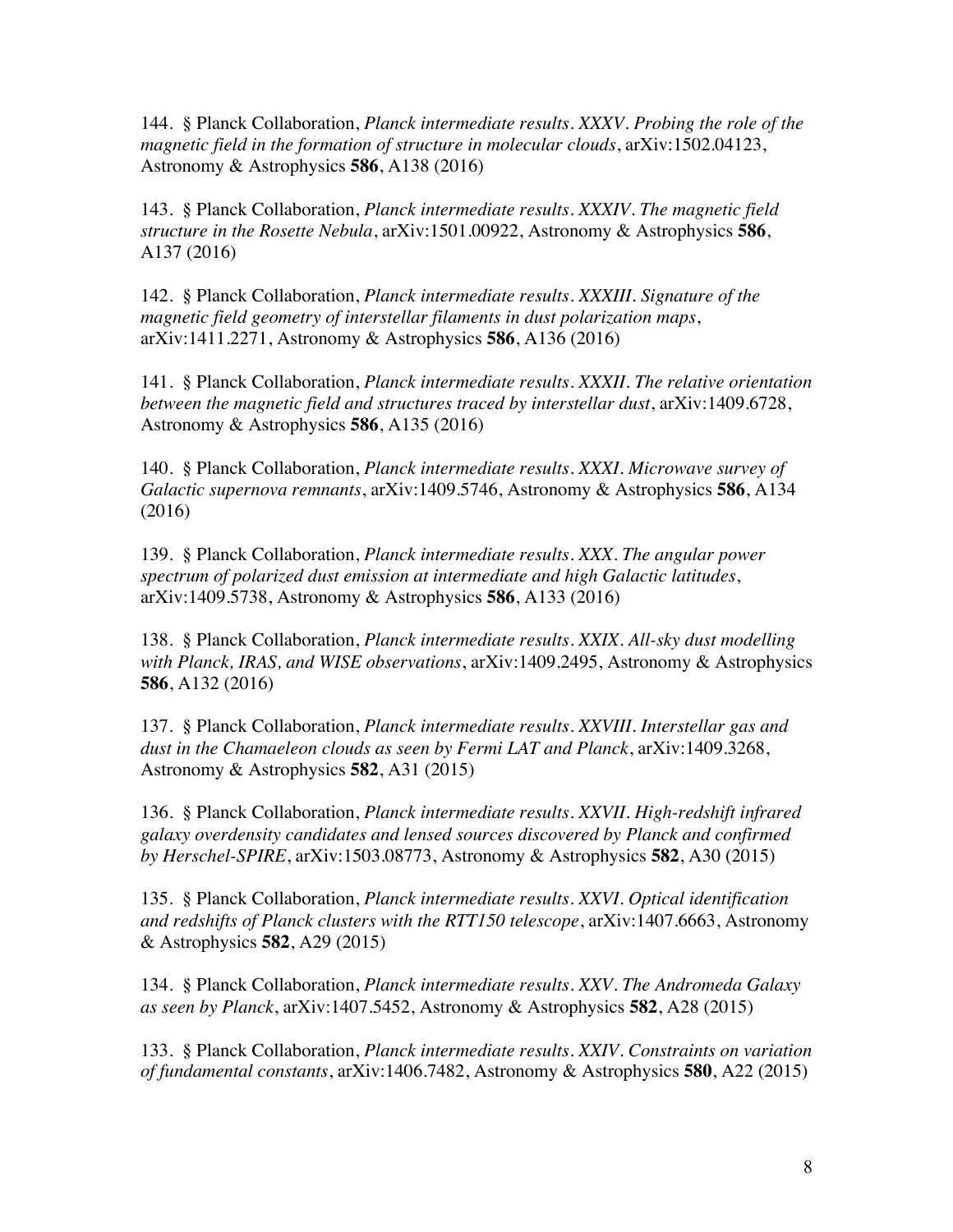144. § Planck Collaboration, *Planck intermediate results. XXXV. Probing the role of the magnetic field in the formation of structure in molecular clouds*, arXiv:1502.04123, Astronomy & Astrophysics **586**, A138 (2016)

143. § Planck Collaboration, *Planck intermediate results. XXXIV. The magnetic field structure in the Rosette Nebula*, arXiv:1501.00922, Astronomy & Astrophysics **586**, A137 (2016)

142. § Planck Collaboration, *Planck intermediate results. XXXIII. Signature of the magnetic field geometry of interstellar filaments in dust polarization maps*, arXiv:1411.2271, Astronomy & Astrophysics **586**, A136 (2016)

141. § Planck Collaboration, *Planck intermediate results. XXXII. The relative orientation between the magnetic field and structures traced by interstellar dust*, arXiv:1409.6728, Astronomy & Astrophysics **586**, A135 (2016)

140. § Planck Collaboration, *Planck intermediate results. XXXI. Microwave survey of Galactic supernova remnants*, arXiv:1409.5746, Astronomy & Astrophysics **586**, A134 (2016)

139. § Planck Collaboration, *Planck intermediate results. XXX. The angular power spectrum of polarized dust emission at intermediate and high Galactic latitudes*, arXiv:1409.5738, Astronomy & Astrophysics **586**, A133 (2016)

138. § Planck Collaboration, *Planck intermediate results. XXIX. All-sky dust modelling with Planck, IRAS, and WISE observations*, arXiv:1409.2495, Astronomy & Astrophysics **586**, A132 (2016)

137. § Planck Collaboration, *Planck intermediate results. XXVIII. Interstellar gas and dust in the Chamaeleon clouds as seen by Fermi LAT and Planck*, arXiv:1409.3268, Astronomy & Astrophysics **582**, A31 (2015)

136. § Planck Collaboration, *Planck intermediate results. XXVII. High-redshift infrared galaxy overdensity candidates and lensed sources discovered by Planck and confirmed by Herschel-SPIRE*, arXiv:1503.08773, Astronomy & Astrophysics **582**, A30 (2015)

135. § Planck Collaboration, *Planck intermediate results. XXVI. Optical identification and redshifts of Planck clusters with the RTT150 telescope*, arXiv:1407.6663, Astronomy & Astrophysics **582**, A29 (2015)

134. § Planck Collaboration, *Planck intermediate results. XXV. The Andromeda Galaxy as seen by Planck*, arXiv:1407.5452, Astronomy & Astrophysics **582**, A28 (2015)

133. § Planck Collaboration, *Planck intermediate results. XXIV. Constraints on variation of fundamental constants*, arXiv:1406.7482, Astronomy & Astrophysics **580**, A22 (2015)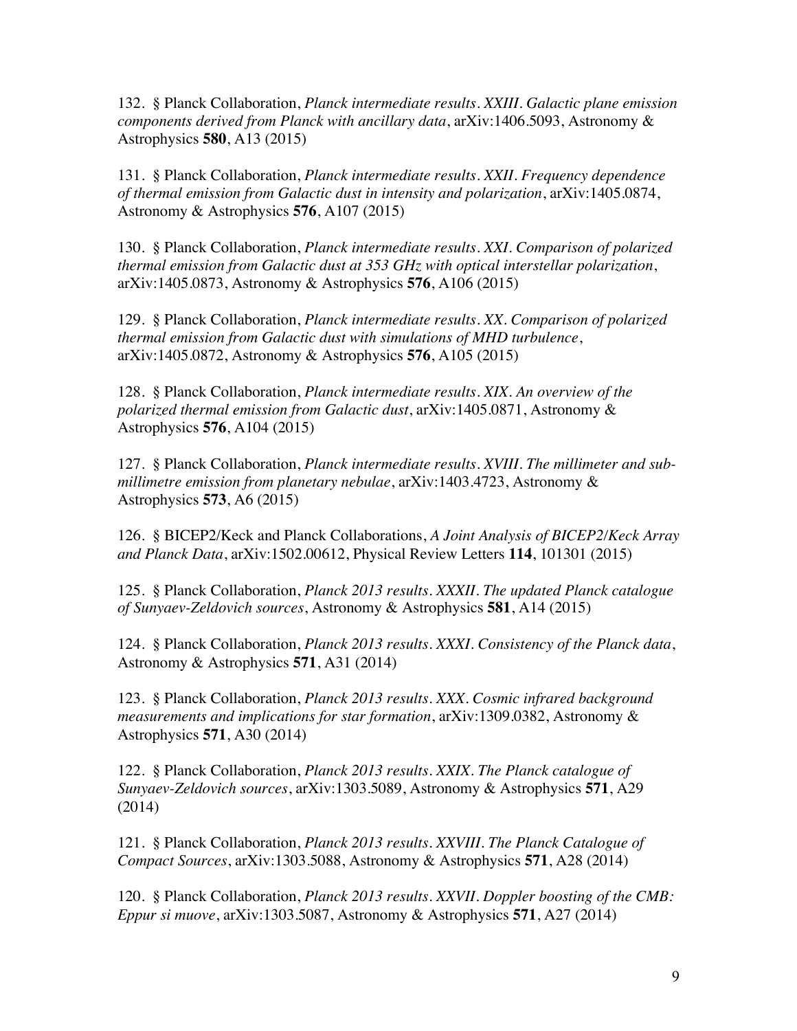132. § Planck Collaboration, *Planck intermediate results. XXIII. Galactic plane emission components derived from Planck with ancillary data*, arXiv:1406.5093, Astronomy & Astrophysics **580**, A13 (2015)

131. § Planck Collaboration, *Planck intermediate results. XXII. Frequency dependence of thermal emission from Galactic dust in intensity and polarization*, arXiv:1405.0874, Astronomy & Astrophysics **576**, A107 (2015)

130. § Planck Collaboration, *Planck intermediate results. XXI. Comparison of polarized thermal emission from Galactic dust at 353 GHz with optical interstellar polarization*, arXiv:1405.0873, Astronomy & Astrophysics **576**, A106 (2015)

129. § Planck Collaboration, *Planck intermediate results. XX. Comparison of polarized thermal emission from Galactic dust with simulations of MHD turbulence*, arXiv:1405.0872, Astronomy & Astrophysics **576**, A105 (2015)

128. § Planck Collaboration, *Planck intermediate results. XIX. An overview of the polarized thermal emission from Galactic dust*, arXiv:1405.0871, Astronomy & Astrophysics **576**, A104 (2015)

127. § Planck Collaboration, *Planck intermediate results. XVIII. The millimeter and sub-millimetre emission from planetary nebulae*, arXiv:1403.4723, Astronomy & Astrophysics **573**, A6 (2015)

126. § BICEP2/Keck and Planck Collaborations, *A Joint Analysis of BICEP2/Keck Array and Planck Data*, arXiv:1502.00612, Physical Review Letters **114**, 101301 (2015)

125. § Planck Collaboration, *Planck 2013 results. XXXII. The updated Planck catalogue of Sunyaev-Zeldovich sources*, Astronomy & Astrophysics **581**, A14 (2015)

124. § Planck Collaboration, *Planck 2013 results. XXXI. Consistency of the Planck data*, Astronomy & Astrophysics **571**, A31 (2014)

123. § Planck Collaboration, *Planck 2013 results. XXX. Cosmic infrared background measurements and implications for star formation*, arXiv:1309.0382, Astronomy & Astrophysics **571**, A30 (2014)

122. § Planck Collaboration, *Planck 2013 results. XXIX. The Planck catalogue of Sunyaev-Zeldovich sources*, arXiv:1303.5089, Astronomy & Astrophysics **571**, A29 (2014)

121. § Planck Collaboration, *Planck 2013 results. XXVIII. The Planck Catalogue of Compact Sources*, arXiv:1303.5088, Astronomy & Astrophysics **571**, A28 (2014)

120. § Planck Collaboration, *Planck 2013 results. XXVII. Doppler boosting of the CMB: Eppur si muove*, arXiv:1303.5087, Astronomy & Astrophysics **571**, A27 (2014)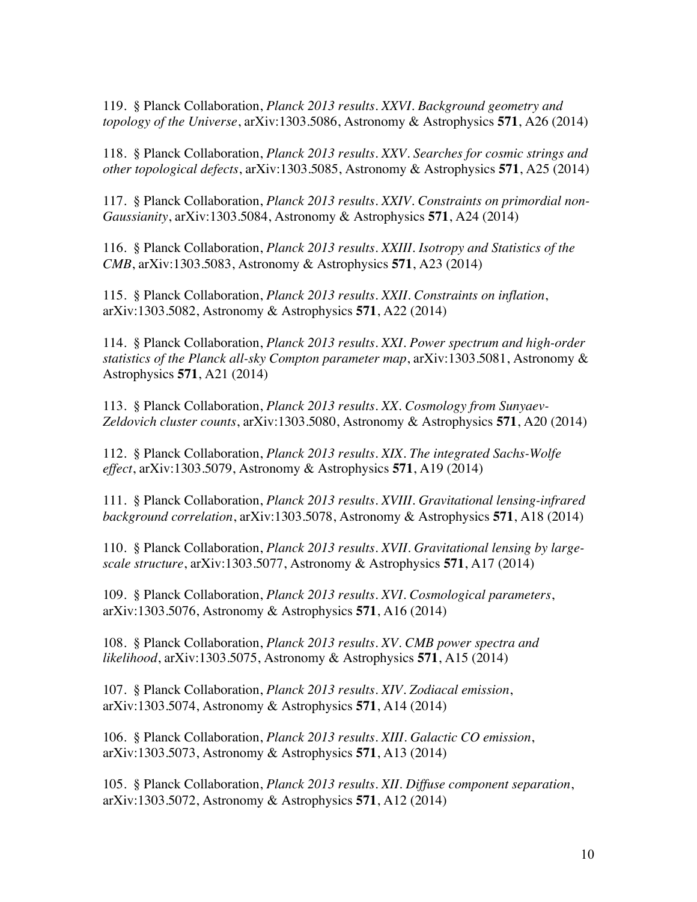119. § Planck Collaboration, *Planck 2013 results. XXVI. Background geometry and topology of the Universe*, arXiv:1303.5086, Astronomy & Astrophysics **571**, A26 (2014)

118. § Planck Collaboration, *Planck 2013 results. XXV. Searches for cosmic strings and other topological defects*, arXiv:1303.5085, Astronomy & Astrophysics **571**, A25 (2014)

117. § Planck Collaboration, *Planck 2013 results. XXIV. Constraints on primordial non-Gaussianity*, arXiv:1303.5084, Astronomy & Astrophysics **571**, A24 (2014)

116. § Planck Collaboration, *Planck 2013 results. XXIII. Isotropy and Statistics of the CMB*, arXiv:1303.5083, Astronomy & Astrophysics **571**, A23 (2014)

115. § Planck Collaboration, *Planck 2013 results. XXII. Constraints on inflation*, arXiv:1303.5082, Astronomy & Astrophysics **571**, A22 (2014)

114. § Planck Collaboration, *Planck 2013 results. XXI. Power spectrum and high-order statistics of the Planck all-sky Compton parameter map*, arXiv:1303.5081, Astronomy & Astrophysics **571**, A21 (2014)

113. § Planck Collaboration, *Planck 2013 results. XX. Cosmology from Sunyaev-Zeldovich cluster counts*, arXiv:1303.5080, Astronomy & Astrophysics **571**, A20 (2014)

112. § Planck Collaboration, *Planck 2013 results. XIX. The integrated Sachs-Wolfe effect*, arXiv:1303.5079, Astronomy & Astrophysics **571**, A19 (2014)

111. § Planck Collaboration, *Planck 2013 results. XVIII. Gravitational lensing-infrared background correlation*, arXiv:1303.5078, Astronomy & Astrophysics **571**, A18 (2014)

110. § Planck Collaboration, *Planck 2013 results. XVII. Gravitational lensing by large-scale structure*, arXiv:1303.5077, Astronomy & Astrophysics **571**, A17 (2014)

109. § Planck Collaboration, *Planck 2013 results. XVI. Cosmological parameters*, arXiv:1303.5076, Astronomy & Astrophysics **571**, A16 (2014)

108. § Planck Collaboration, *Planck 2013 results. XV. CMB power spectra and likelihood*, arXiv:1303.5075, Astronomy & Astrophysics **571**, A15 (2014)

107. § Planck Collaboration, *Planck 2013 results. XIV. Zodiacal emission*, arXiv:1303.5074, Astronomy & Astrophysics **571**, A14 (2014)

106. § Planck Collaboration, *Planck 2013 results. XIII. Galactic CO emission*, arXiv:1303.5073, Astronomy & Astrophysics **571**, A13 (2014)

105. § Planck Collaboration, *Planck 2013 results. XII. Diffuse component separation*, arXiv:1303.5072, Astronomy & Astrophysics **571**, A12 (2014)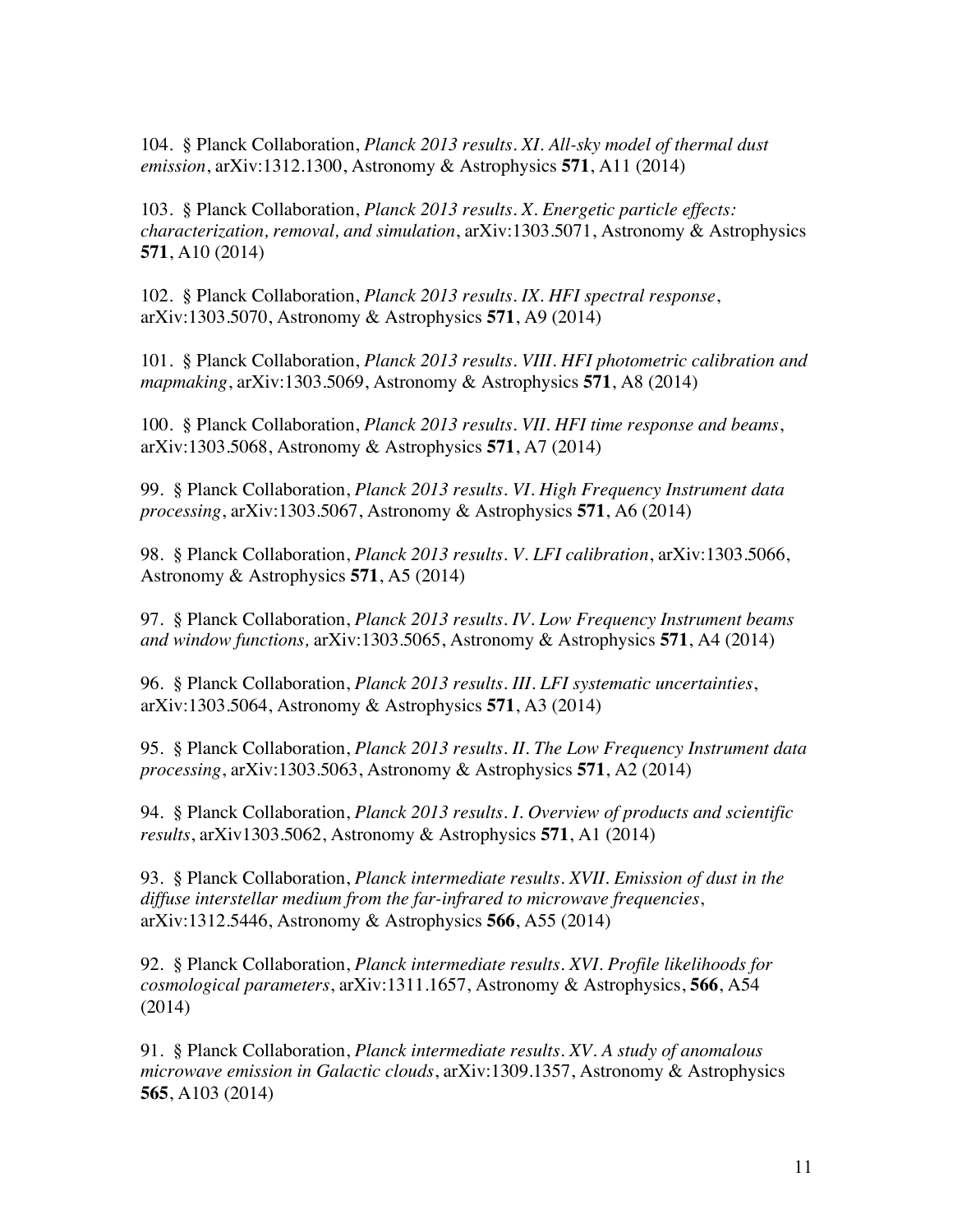104. § Planck Collaboration, *Planck 2013 results. XI. All-sky model of thermal dust emission*, arXiv:1312.1300, Astronomy & Astrophysics **571**, A11 (2014)

103. § Planck Collaboration, *Planck 2013 results. X. Energetic particle effects: characterization, removal, and simulation*, arXiv:1303.5071, Astronomy & Astrophysics **571**, A10 (2014)

102. § Planck Collaboration, *Planck 2013 results. IX. HFI spectral response*, arXiv:1303.5070, Astronomy & Astrophysics **571**, A9 (2014)

101. § Planck Collaboration, *Planck 2013 results. VIII. HFI photometric calibration and mapmaking*, arXiv:1303.5069, Astronomy & Astrophysics **571**, A8 (2014)

100. § Planck Collaboration, *Planck 2013 results. VII. HFI time response and beams*, arXiv:1303.5068, Astronomy & Astrophysics **571**, A7 (2014)

99. § Planck Collaboration, *Planck 2013 results. VI. High Frequency Instrument data processing*, arXiv:1303.5067, Astronomy & Astrophysics **571**, A6 (2014)

98. § Planck Collaboration, *Planck 2013 results. V. LFI calibration*, arXiv:1303.5066, Astronomy & Astrophysics **571**, A5 (2014)

97. § Planck Collaboration, *Planck 2013 results. IV. Low Frequency Instrument beams and window functions,* arXiv:1303.5065, Astronomy & Astrophysics **571**, A4 (2014)

96. § Planck Collaboration, *Planck 2013 results. III. LFI systematic uncertainties*, arXiv:1303.5064, Astronomy & Astrophysics **571**, A3 (2014)

95. § Planck Collaboration, *Planck 2013 results. II. The Low Frequency Instrument data processing*, arXiv:1303.5063, Astronomy & Astrophysics **571**, A2 (2014)

94. § Planck Collaboration, *Planck 2013 results. I. Overview of products and scientific results*, arXiv1303.5062, Astronomy & Astrophysics **571**, A1 (2014)

93. § Planck Collaboration, *Planck intermediate results. XVII. Emission of dust in the diffuse interstellar medium from the far-infrared to microwave frequencies*, arXiv:1312.5446, Astronomy & Astrophysics **566**, A55 (2014)

92. § Planck Collaboration, *Planck intermediate results. XVI. Profile likelihoods for cosmological parameters*, arXiv:1311.1657, Astronomy & Astrophysics, **566**, A54 (2014)

91. § Planck Collaboration, *Planck intermediate results. XV. A study of anomalous microwave emission in Galactic clouds*, arXiv:1309.1357, Astronomy & Astrophysics **565**, A103 (2014)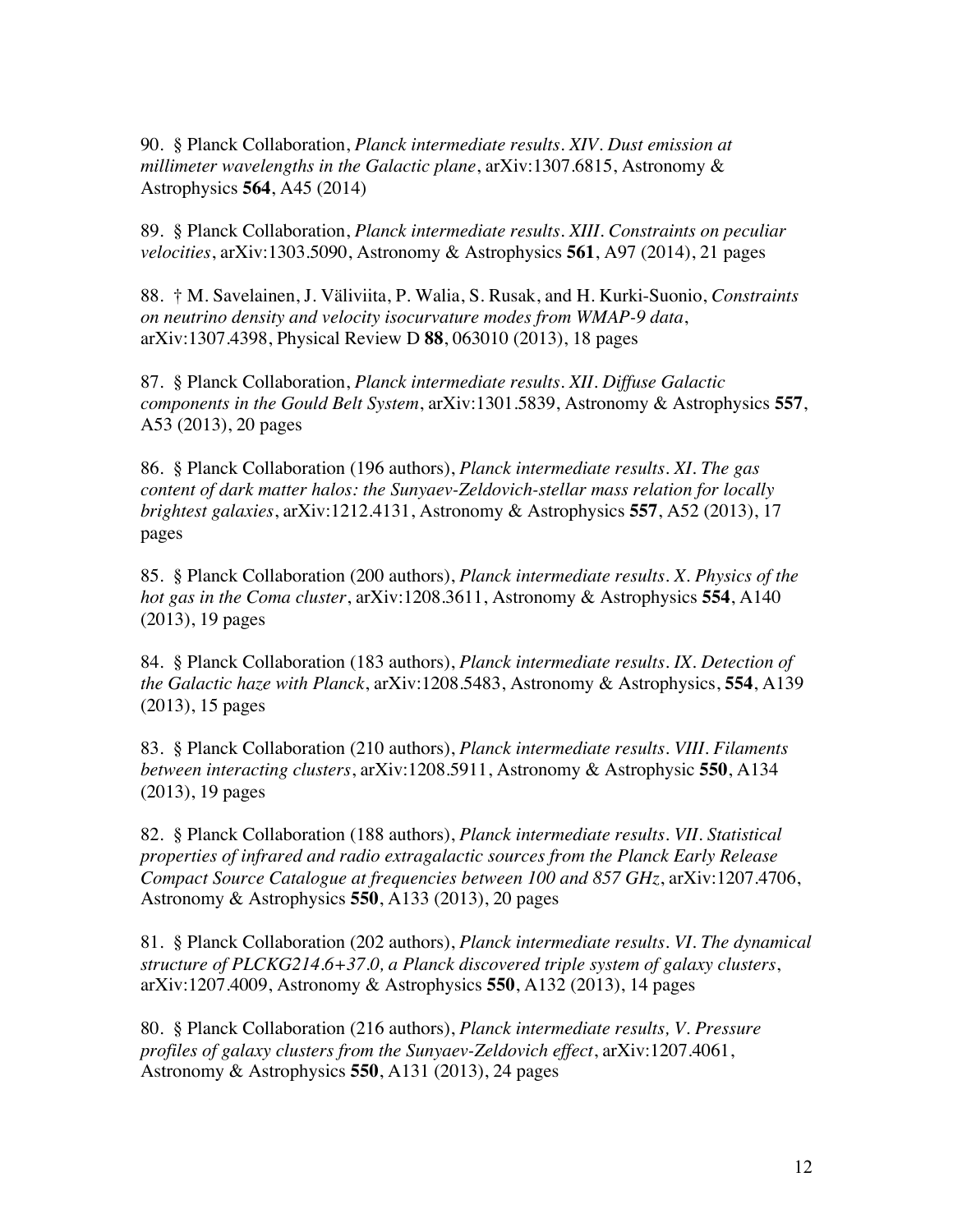90. § Planck Collaboration, *Planck intermediate results. XIV. Dust emission at millimeter wavelengths in the Galactic plane*, arXiv:1307.6815, Astronomy & Astrophysics **564**, A45 (2014)

89. § Planck Collaboration, *Planck intermediate results. XIII. Constraints on peculiar velocities*, arXiv:1303.5090, Astronomy & Astrophysics **561**, A97 (2014), 21 pages

88. † M. Savelainen, J. Väliviita, P. Walia, S. Rusak, and H. Kurki-Suonio, *Constraints on neutrino density and velocity isocurvature modes from WMAP-9 data*, arXiv:1307.4398, Physical Review D **88**, 063010 (2013), 18 pages

87. § Planck Collaboration, *Planck intermediate results. XII. Diffuse Galactic components in the Gould Belt System*, arXiv:1301.5839, Astronomy & Astrophysics **557**, A53 (2013), 20 pages

86. § Planck Collaboration (196 authors), *Planck intermediate results. XI. The gas content of dark matter halos: the Sunyaev-Zeldovich-stellar mass relation for locally brightest galaxies*, arXiv:1212.4131, Astronomy & Astrophysics **557**, A52 (2013), 17 pages

85. § Planck Collaboration (200 authors), *Planck intermediate results. X. Physics of the hot gas in the Coma cluster*, arXiv:1208.3611, Astronomy & Astrophysics **554**, A140 (2013), 19 pages

84. § Planck Collaboration (183 authors), *Planck intermediate results. IX. Detection of the Galactic haze with Planck*, arXiv:1208.5483, Astronomy & Astrophysics, **554**, A139 (2013), 15 pages

83. § Planck Collaboration (210 authors), *Planck intermediate results. VIII. Filaments between interacting clusters*, arXiv:1208.5911, Astronomy & Astrophysic **550**, A134 (2013), 19 pages

82. § Planck Collaboration (188 authors), *Planck intermediate results. VII. Statistical properties of infrared and radio extragalactic sources from the Planck Early Release Compact Source Catalogue at frequencies between 100 and 857 GHz*, arXiv:1207.4706, Astronomy & Astrophysics **550**, A133 (2013), 20 pages

81. § Planck Collaboration (202 authors), *Planck intermediate results. VI. The dynamical structure of PLCKG214.6+37.0, a Planck discovered triple system of galaxy clusters*, arXiv:1207.4009, Astronomy & Astrophysics **550**, A132 (2013), 14 pages

80. § Planck Collaboration (216 authors), *Planck intermediate results, V. Pressure profiles of galaxy clusters from the Sunyaev-Zeldovich effect*, arXiv:1207.4061, Astronomy & Astrophysics **550**, A131 (2013), 24 pages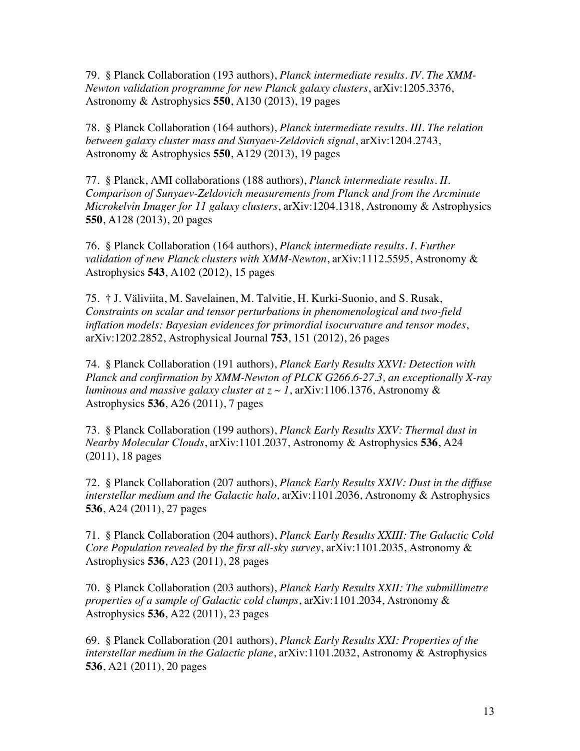79. § Planck Collaboration (193 authors), *Planck intermediate results. IV. The XMM-Newton validation programme for new Planck galaxy clusters*, arXiv:1205.3376, Astronomy & Astrophysics **550**, A130 (2013), 19 pages

78. § Planck Collaboration (164 authors), *Planck intermediate results. III. The relation between galaxy cluster mass and Sunyaev-Zeldovich signal*, arXiv:1204.2743, Astronomy & Astrophysics **550**, A129 (2013), 19 pages

77. § Planck, AMI collaborations (188 authors), *Planck intermediate results. II. Comparison of Sunyaev-Zeldovich measurements from Planck and from the Arcminute Microkelvin Imager for 11 galaxy clusters*, arXiv:1204.1318, Astronomy & Astrophysics **550**, A128 (2013), 20 pages

76. § Planck Collaboration (164 authors), *Planck intermediate results. I. Further validation of new Planck clusters with XMM-Newton*, arXiv:1112.5595, Astronomy & Astrophysics **543**, A102 (2012), 15 pages

75. † J. Väliviita, M. Savelainen, M. Talvitie, H. Kurki-Suonio, and S. Rusak, *Constraints on scalar and tensor perturbations in phenomenological and two-field inflation models: Bayesian evidences for primordial isocurvature and tensor modes*, arXiv:1202.2852, Astrophysical Journal **753**, 151 (2012), 26 pages

74. § Planck Collaboration (191 authors), *Planck Early Results XXVI: Detection with Planck and confirmation by XMM-Newton of PLCK G266.6-27.3, an exceptionally X-ray luminous and massive galaxy cluster at $z \sim 1$*, arXiv:1106.1376, Astronomy & Astrophysics **536**, A26 (2011), 7 pages

73. § Planck Collaboration (199 authors), *Planck Early Results XXV: Thermal dust in Nearby Molecular Clouds*, arXiv:1101.2037, Astronomy & Astrophysics **536**, A24 (2011), 18 pages

72. § Planck Collaboration (207 authors), *Planck Early Results XXIV: Dust in the diffuse interstellar medium and the Galactic halo*, arXiv:1101.2036, Astronomy & Astrophysics **536**, A24 (2011), 27 pages

71. § Planck Collaboration (204 authors), *Planck Early Results XXIII: The Galactic Cold Core Population revealed by the first all-sky survey*, arXiv:1101.2035, Astronomy & Astrophysics **536**, A23 (2011), 28 pages

70. § Planck Collaboration (203 authors), *Planck Early Results XXII: The submillimetre properties of a sample of Galactic cold clumps*, arXiv:1101.2034, Astronomy & Astrophysics **536**, A22 (2011), 23 pages

69. § Planck Collaboration (201 authors), *Planck Early Results XXI: Properties of the interstellar medium in the Galactic plane*, arXiv:1101.2032, Astronomy & Astrophysics **536**, A21 (2011), 20 pages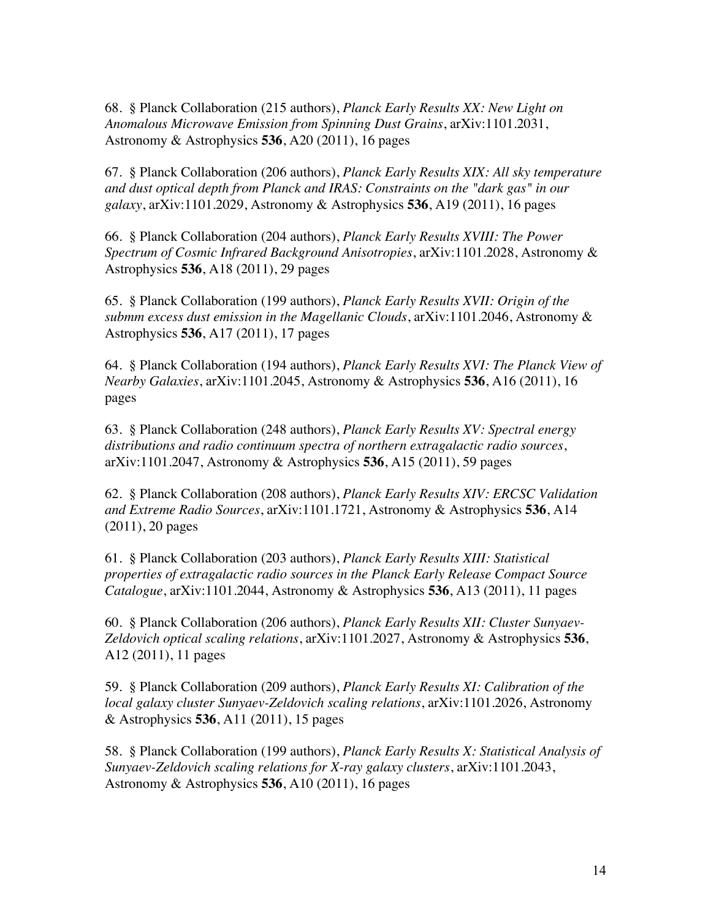68. § Planck Collaboration (215 authors), *Planck Early Results XX: New Light on Anomalous Microwave Emission from Spinning Dust Grains*, arXiv:1101.2031, Astronomy & Astrophysics **536**, A20 (2011), 16 pages

67. § Planck Collaboration (206 authors), *Planck Early Results XIX: All sky temperature and dust optical depth from Planck and IRAS: Constraints on the "dark gas" in our galaxy*, arXiv:1101.2029, Astronomy & Astrophysics **536**, A19 (2011), 16 pages

66. § Planck Collaboration (204 authors), *Planck Early Results XVIII: The Power Spectrum of Cosmic Infrared Background Anisotropies*, arXiv:1101.2028, Astronomy & Astrophysics **536**, A18 (2011), 29 pages

65. § Planck Collaboration (199 authors), *Planck Early Results XVII: Origin of the submm excess dust emission in the Magellanic Clouds*, arXiv:1101.2046, Astronomy & Astrophysics **536**, A17 (2011), 17 pages

64. § Planck Collaboration (194 authors), *Planck Early Results XVI: The Planck View of Nearby Galaxies*, arXiv:1101.2045, Astronomy & Astrophysics **536**, A16 (2011), 16 pages

63. § Planck Collaboration (248 authors), *Planck Early Results XV: Spectral energy distributions and radio continuum spectra of northern extragalactic radio sources*, arXiv:1101.2047, Astronomy & Astrophysics **536**, A15 (2011), 59 pages

62. § Planck Collaboration (208 authors), *Planck Early Results XIV: ERCSC Validation and Extreme Radio Sources*, arXiv:1101.1721, Astronomy & Astrophysics **536**, A14 (2011), 20 pages

61. § Planck Collaboration (203 authors), *Planck Early Results XIII: Statistical properties of extragalactic radio sources in the Planck Early Release Compact Source Catalogue*, arXiv:1101.2044, Astronomy & Astrophysics **536**, A13 (2011), 11 pages

60. § Planck Collaboration (206 authors), *Planck Early Results XII: Cluster Sunyaev-Zeldovich optical scaling relations*, arXiv:1101.2027, Astronomy & Astrophysics **536**, A12 (2011), 11 pages

59. § Planck Collaboration (209 authors), *Planck Early Results XI: Calibration of the local galaxy cluster Sunyaev-Zeldovich scaling relations*, arXiv:1101.2026, Astronomy & Astrophysics **536**, A11 (2011), 15 pages

58. § Planck Collaboration (199 authors), *Planck Early Results X: Statistical Analysis of Sunyaev-Zeldovich scaling relations for X-ray galaxy clusters*, arXiv:1101.2043, Astronomy & Astrophysics **536**, A10 (2011), 16 pages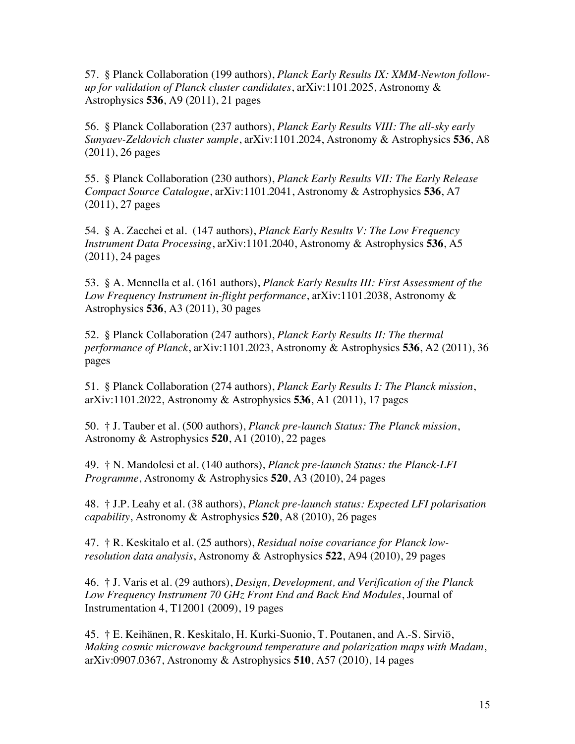57. § Planck Collaboration (199 authors), *Planck Early Results IX: XMM-Newton follow-up for validation of Planck cluster candidates*, arXiv:1101.2025, Astronomy & Astrophysics **536**, A9 (2011), 21 pages

56. § Planck Collaboration (237 authors), *Planck Early Results VIII: The all-sky early Sunyaev-Zeldovich cluster sample*, arXiv:1101.2024, Astronomy & Astrophysics **536**, A8 (2011), 26 pages

55. § Planck Collaboration (230 authors), *Planck Early Results VII: The Early Release Compact Source Catalogue*, arXiv:1101.2041, Astronomy & Astrophysics **536**, A7 (2011), 27 pages

54. § A. Zacchei et al. (147 authors), *Planck Early Results V: The Low Frequency Instrument Data Processing*, arXiv:1101.2040, Astronomy & Astrophysics **536**, A5 (2011), 24 pages

53. § A. Mennella et al. (161 authors), *Planck Early Results III: First Assessment of the Low Frequency Instrument in-flight performance*, arXiv:1101.2038, Astronomy & Astrophysics **536**, A3 (2011), 30 pages

52. § Planck Collaboration (247 authors), *Planck Early Results II: The thermal performance of Planck*, arXiv:1101.2023, Astronomy & Astrophysics **536**, A2 (2011), 36 pages

51. § Planck Collaboration (274 authors), *Planck Early Results I: The Planck mission*, arXiv:1101.2022, Astronomy & Astrophysics **536**, A1 (2011), 17 pages

50. † J. Tauber et al. (500 authors), *Planck pre-launch Status: The Planck mission*, Astronomy & Astrophysics **520**, A1 (2010), 22 pages

49. † N. Mandolesi et al. (140 authors), *Planck pre-launch Status: the Planck-LFI Programme*, Astronomy & Astrophysics **520**, A3 (2010), 24 pages

48. † J.P. Leahy et al. (38 authors), *Planck pre-launch status: Expected LFI polarisation capability*, Astronomy & Astrophysics **520**, A8 (2010), 26 pages

47. † R. Keskitalo et al. (25 authors), *Residual noise covariance for Planck low-resolution data analysis*, Astronomy & Astrophysics **522**, A94 (2010), 29 pages

46. † J. Varis et al. (29 authors), *Design, Development, and Verification of the Planck Low Frequency Instrument 70 GHz Front End and Back End Modules*, Journal of Instrumentation 4, T12001 (2009), 19 pages

45. † E. Keihänen, R. Keskitalo, H. Kurki-Suonio, T. Poutanen, and A.-S. Sirviö, *Making cosmic microwave background temperature and polarization maps with Madam*, arXiv:0907.0367, Astronomy & Astrophysics **510**, A57 (2010), 14 pages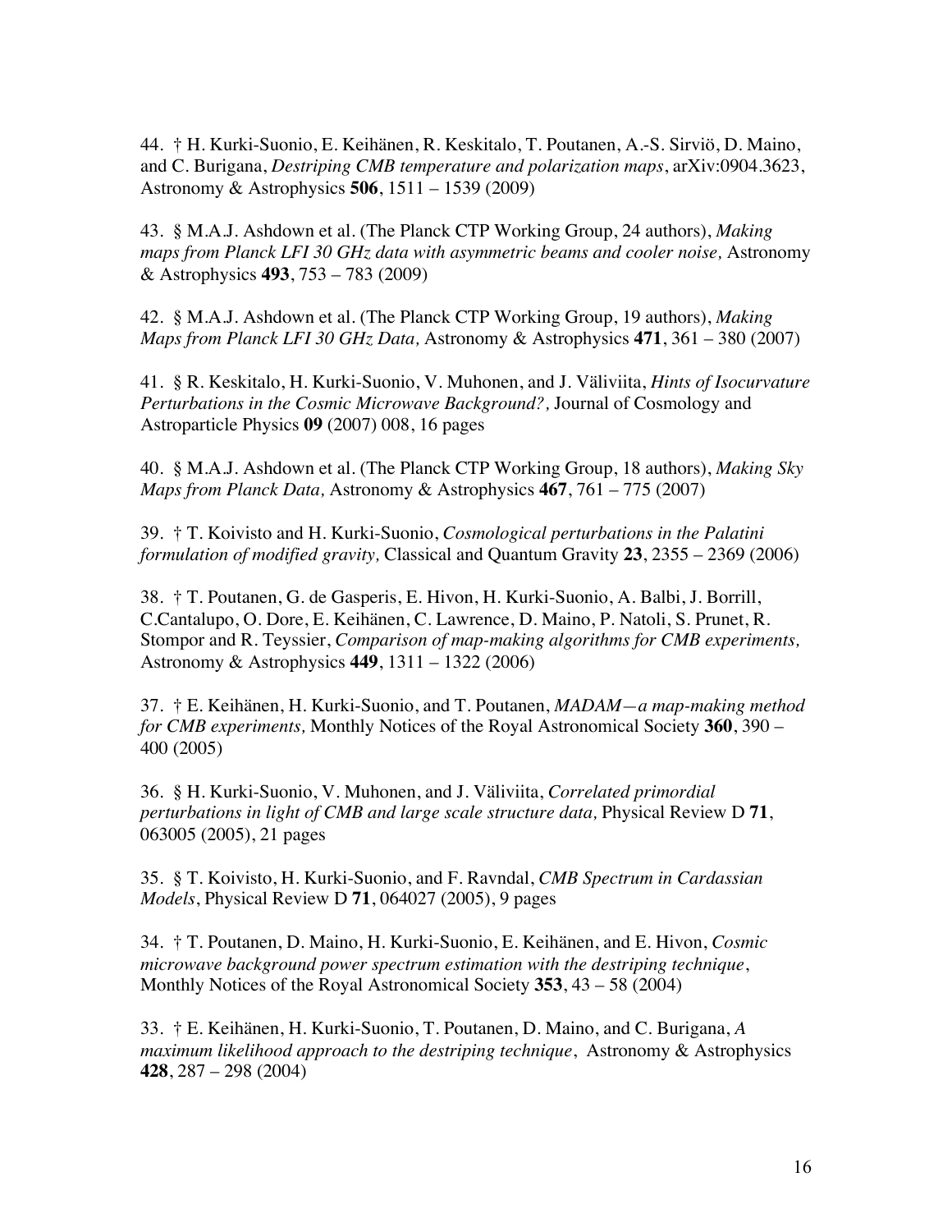44. † H. Kurki-Suonio, E. Keihänen, R. Keskitalo, T. Poutanen, A.-S. Sirviö, D. Maino, and C. Burigana, *Destriping CMB temperature and polarization maps*, arXiv:0904.3623, Astronomy & Astrophysics **506**, 1511 – 1539 (2009)

43. § M.A.J. Ashdown et al. (The Planck CTP Working Group, 24 authors), *Making maps from Planck LFI 30 GHz data with asymmetric beams and cooler noise,* Astronomy & Astrophysics **493**, 753 – 783 (2009)

42. § M.A.J. Ashdown et al. (The Planck CTP Working Group, 19 authors), *Making Maps from Planck LFI 30 GHz Data,* Astronomy & Astrophysics **471**, 361 – 380 (2007)

41. § R. Keskitalo, H. Kurki-Suonio, V. Muhonen, and J. Väliviita, *Hints of Isocurvature Perturbations in the Cosmic Microwave Background?,* Journal of Cosmology and Astroparticle Physics **09** (2007) 008, 16 pages

40. § M.A.J. Ashdown et al. (The Planck CTP Working Group, 18 authors), *Making Sky Maps from Planck Data,* Astronomy & Astrophysics **467**, 761 – 775 (2007)

39. † T. Koivisto and H. Kurki-Suonio, *Cosmological perturbations in the Palatini formulation of modified gravity,* Classical and Quantum Gravity **23**, 2355 – 2369 (2006)

38. † T. Poutanen, G. de Gasperis, E. Hivon, H. Kurki-Suonio, A. Balbi, J. Borrill, C.Cantalupo, O. Dore, E. Keihänen, C. Lawrence, D. Maino, P. Natoli, S. Prunet, R. Stompor and R. Teyssier, *Comparison of map-making algorithms for CMB experiments,* Astronomy & Astrophysics **449**, 1311 – 1322 (2006)

37. † E. Keihänen, H. Kurki-Suonio, and T. Poutanen, *MADAM—a map-making method for CMB experiments,* Monthly Notices of the Royal Astronomical Society **360**, 390 – 400 (2005)

36. § H. Kurki-Suonio, V. Muhonen, and J. Väliviita, *Correlated primordial perturbations in light of CMB and large scale structure data,* Physical Review D **71**, 063005 (2005), 21 pages

35. § T. Koivisto, H. Kurki-Suonio, and F. Ravndal, *CMB Spectrum in Cardassian Models*, Physical Review D **71**, 064027 (2005), 9 pages

34. † T. Poutanen, D. Maino, H. Kurki-Suonio, E. Keihänen, and E. Hivon, *Cosmic microwave background power spectrum estimation with the destriping technique*, Monthly Notices of the Royal Astronomical Society **353**, 43 – 58 (2004)

33. † E. Keihänen, H. Kurki-Suonio, T. Poutanen, D. Maino, and C. Burigana, *A maximum likelihood approach to the destriping technique*, Astronomy & Astrophysics **428**, 287 – 298 (2004)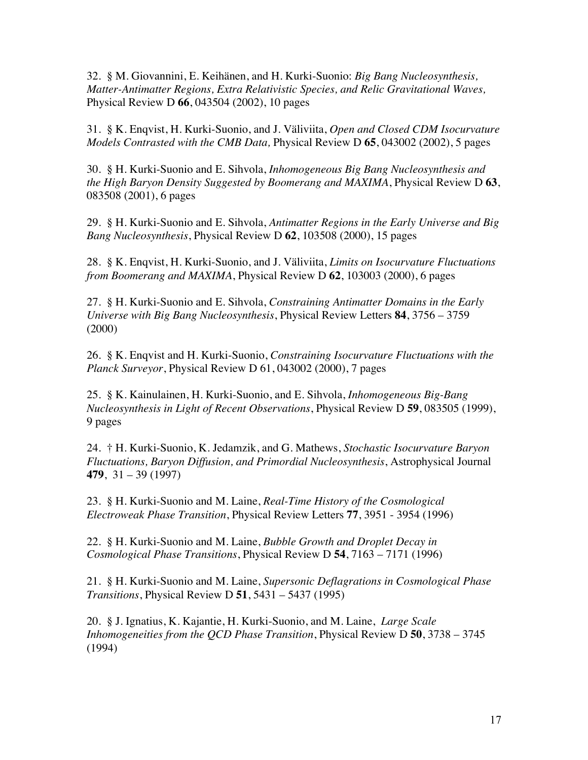32. § M. Giovannini, E. Keihänen, and H. Kurki-Suonio: *Big Bang Nucleosynthesis, Matter-Antimatter Regions, Extra Relativistic Species, and Relic Gravitational Waves,* Physical Review D **66**, 043504 (2002), 10 pages

31. § K. Enqvist, H. Kurki-Suonio, and J. Väliviita, *Open and Closed CDM Isocurvature Models Contrasted with the CMB Data,* Physical Review D **65**, 043002 (2002), 5 pages

30. § H. Kurki-Suonio and E. Sihvola, *Inhomogeneous Big Bang Nucleosynthesis and the High Baryon Density Suggested by Boomerang and MAXIMA*, Physical Review D **63**, 083508 (2001), 6 pages

29. § H. Kurki-Suonio and E. Sihvola, *Antimatter Regions in the Early Universe and Big Bang Nucleosynthesis*, Physical Review D **62**, 103508 (2000), 15 pages

28. § K. Enqvist, H. Kurki-Suonio, and J. Väliviita, *Limits on Isocurvature Fluctuations from Boomerang and MAXIMA*, Physical Review D **62**, 103003 (2000), 6 pages

27. § H. Kurki-Suonio and E. Sihvola, *Constraining Antimatter Domains in the Early Universe with Big Bang Nucleosynthesis*, Physical Review Letters **84**, 3756 – 3759 (2000)

26. § K. Enqvist and H. Kurki-Suonio, *Constraining Isocurvature Fluctuations with the Planck Surveyor*, Physical Review D 61, 043002 (2000), 7 pages

25. § K. Kainulainen, H. Kurki-Suonio, and E. Sihvola, *Inhomogeneous Big-Bang Nucleosynthesis in Light of Recent Observations*, Physical Review D **59**, 083505 (1999), 9 pages

24. † H. Kurki-Suonio, K. Jedamzik, and G. Mathews, *Stochastic Isocurvature Baryon Fluctuations, Baryon Diffusion, and Primordial Nucleosynthesis*, Astrophysical Journal **479**, 31 – 39 (1997)

23. § H. Kurki-Suonio and M. Laine, *Real-Time History of the Cosmological Electroweak Phase Transition*, Physical Review Letters **77**, 3951 - 3954 (1996)

22. § H. Kurki-Suonio and M. Laine, *Bubble Growth and Droplet Decay in Cosmological Phase Transitions*, Physical Review D **54**, 7163 – 7171 (1996)

21. § H. Kurki-Suonio and M. Laine, *Supersonic Deflagrations in Cosmological Phase Transitions*, Physical Review D **51**, 5431 – 5437 (1995)

20. § J. Ignatius, K. Kajantie, H. Kurki-Suonio, and M. Laine, *Large Scale Inhomogeneities from the QCD Phase Transition*, Physical Review D **50**, 3738 – 3745 (1994)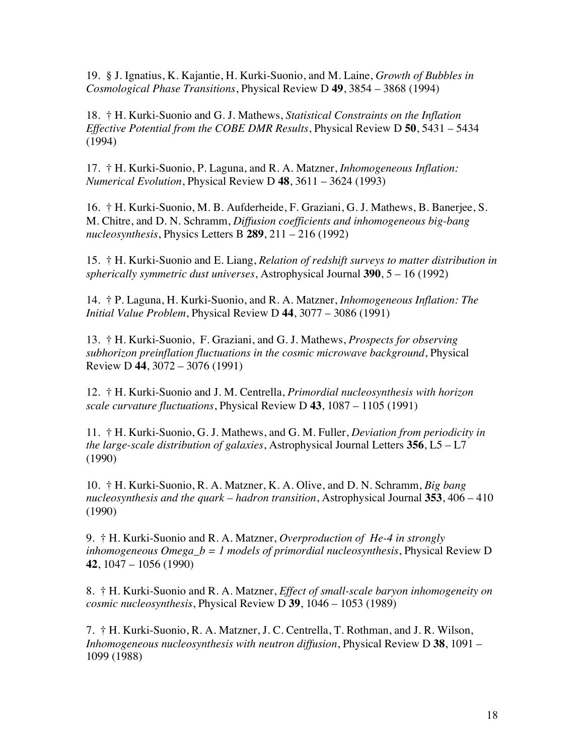19. § J. Ignatius, K. Kajantie, H. Kurki-Suonio, and M. Laine, *Growth of Bubbles in Cosmological Phase Transitions*, Physical Review D **49**, 3854 – 3868 (1994)

18. † H. Kurki-Suonio and G. J. Mathews, *Statistical Constraints on the Inflation Effective Potential from the COBE DMR Results*, Physical Review D **50**, 5431 – 5434 (1994)

17. † H. Kurki-Suonio, P. Laguna, and R. A. Matzner, *Inhomogeneous Inflation: Numerical Evolution*, Physical Review D **48**, 3611 – 3624 (1993)

16. † H. Kurki-Suonio, M. B. Aufderheide, F. Graziani, G. J. Mathews, B. Banerjee, S. M. Chitre, and D. N. Schramm, *Diffusion coefficients and inhomogeneous big-bang nucleosynthesis*, Physics Letters B **289**, 211 – 216 (1992)

15. † H. Kurki-Suonio and E. Liang, *Relation of redshift surveys to matter distribution in spherically symmetric dust universes*, Astrophysical Journal **390**, 5 – 16 (1992)

14. † P. Laguna, H. Kurki-Suonio, and R. A. Matzner, *Inhomogeneous Inflation: The Initial Value Problem*, Physical Review D **44**, 3077 – 3086 (1991)

13. † H. Kurki-Suonio, F. Graziani, and G. J. Mathews, *Prospects for observing subhorizon preinflation fluctuations in the cosmic microwave background*, Physical Review D **44**, 3072 – 3076 (1991)

12. † H. Kurki-Suonio and J. M. Centrella, *Primordial nucleosynthesis with horizon scale curvature fluctuations*, Physical Review D **43**, 1087 – 1105 (1991)

11. † H. Kurki-Suonio, G. J. Mathews, and G. M. Fuller, *Deviation from periodicity in the large-scale distribution of galaxies*, Astrophysical Journal Letters **356**, L5 – L7 (1990)

10. † H. Kurki-Suonio, R. A. Matzner, K. A. Olive, and D. N. Schramm, *Big bang nucleosynthesis and the quark – hadron transition*, Astrophysical Journal **353**, 406 – 410 (1990)

9. † H. Kurki-Suonio and R. A. Matzner, *Overproduction of He-4 in strongly inhomogeneous Omega_b = 1 models of primordial nucleosynthesis*, Physical Review D **42**, 1047 – 1056 (1990)

8. † H. Kurki-Suonio and R. A. Matzner, *Effect of small-scale baryon inhomogeneity on cosmic nucleosynthesis*, Physical Review D **39**, 1046 – 1053 (1989)

7. † H. Kurki-Suonio, R. A. Matzner, J. C. Centrella, T. Rothman, and J. R. Wilson, *Inhomogeneous nucleosynthesis with neutron diffusion*, Physical Review D **38**, 1091 – 1099 (1988)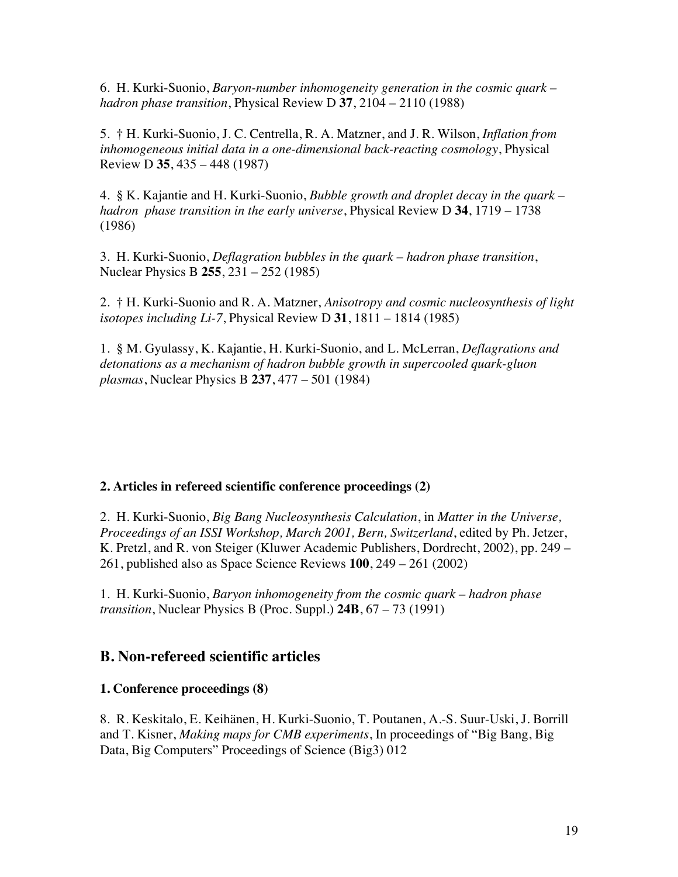6. H. Kurki-Suonio, *Baryon-number inhomogeneity generation in the cosmic quark – hadron phase transition*, Physical Review D **37**, 2104 – 2110 (1988)

5. † H. Kurki-Suonio, J. C. Centrella, R. A. Matzner, and J. R. Wilson, *Inflation from inhomogeneous initial data in a one-dimensional back-reacting cosmology*, Physical Review D **35**, 435 – 448 (1987)

4. § K. Kajantie and H. Kurki-Suonio, *Bubble growth and droplet decay in the quark – hadron phase transition in the early universe*, Physical Review D **34**, 1719 – 1738 (1986)

3. H. Kurki-Suonio, *Deflagration bubbles in the quark – hadron phase transition*, Nuclear Physics B **255**, 231 – 252 (1985)

2. † H. Kurki-Suonio and R. A. Matzner, *Anisotropy and cosmic nucleosynthesis of light isotopes including Li-7*, Physical Review D **31**, 1811 – 1814 (1985)

1. § M. Gyulassy, K. Kajantie, H. Kurki-Suonio, and L. McLerran, *Deflagrations and detonations as a mechanism of hadron bubble growth in supercooled quark-gluon plasmas*, Nuclear Physics B **237**, 477 – 501 (1984)

### 2. Articles in refereed scientific conference proceedings (2)

2. H. Kurki-Suonio, *Big Bang Nucleosynthesis Calculation*, in *Matter in the Universe, Proceedings of an ISSI Workshop, March 2001, Bern, Switzerland*, edited by Ph. Jetzer, K. Pretzl, and R. von Steiger (Kluwer Academic Publishers, Dordrecht, 2002), pp. 249 – 261, published also as Space Science Reviews **100**, 249 – 261 (2002)

1. H. Kurki-Suonio, *Baryon inhomogeneity from the cosmic quark – hadron phase transition*, Nuclear Physics B (Proc. Suppl.) **24B**, 67 – 73 (1991)

## B. Non-refereed scientific articles

### 1. Conference proceedings (8)

8. R. Keskitalo, E. Keihänen, H. Kurki-Suonio, T. Poutanen, A.-S. Suur-Uski, J. Borrill and T. Kisner, *Making maps for CMB experiments*, In proceedings of "Big Bang, Big Data, Big Computers" Proceedings of Science (Big3) 012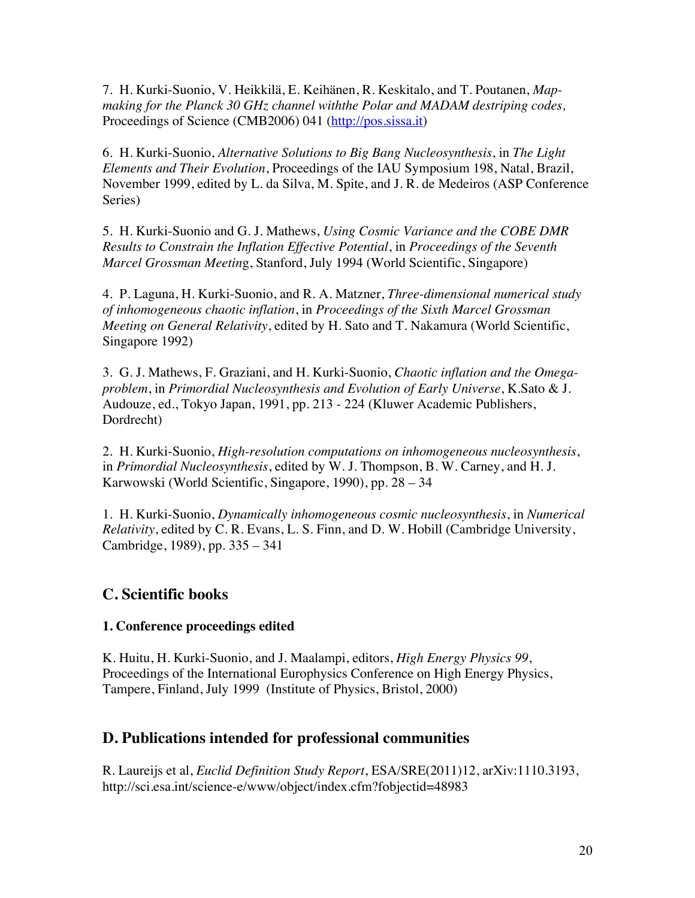7. H. Kurki-Suonio, V. Heikkilä, E. Keihänen, R. Keskitalo, and T. Poutanen, *Map-making for the Planck 30 GHz channel withthe Polar and MADAM destriping codes,* Proceedings of Science (CMB2006) 041 (http://pos.sissa.it)

6. H. Kurki-Suonio, *Alternative Solutions to Big Bang Nucleosynthesis*, in *The Light Elements and Their Evolution*, Proceedings of the IAU Symposium 198, Natal, Brazil, November 1999, edited by L. da Silva, M. Spite, and J. R. de Medeiros (ASP Conference Series)

5. H. Kurki-Suonio and G. J. Mathews, *Using Cosmic Variance and the COBE DMR Results to Constrain the Inflation Effective Potential*, in *Proceedings of the Seventh Marcel Grossman Meeting*, Stanford, July 1994 (World Scientific, Singapore)

4. P. Laguna, H. Kurki-Suonio, and R. A. Matzner, *Three-dimensional numerical study of inhomogeneous chaotic inflation*, in *Proceedings of the Sixth Marcel Grossman Meeting on General Relativity*, edited by H. Sato and T. Nakamura (World Scientific, Singapore 1992)

3. G. J. Mathews, F. Graziani, and H. Kurki-Suonio, *Chaotic inflation and the Omega-problem*, in *Primordial Nucleosynthesis and Evolution of Early Universe*, K.Sato & J. Audouze, ed., Tokyo Japan, 1991, pp. 213 - 224 (Kluwer Academic Publishers, Dordrecht)

2. H. Kurki-Suonio, *High-resolution computations on inhomogeneous nucleosynthesis*, in *Primordial Nucleosynthesis*, edited by W. J. Thompson, B. W. Carney, and H. J. Karwowski (World Scientific, Singapore, 1990), pp. 28 – 34

1. H. Kurki-Suonio, *Dynamically inhomogeneous cosmic nucleosynthesis*, in *Numerical Relativity*, edited by C. R. Evans, L. S. Finn, and D. W. Hobill (Cambridge University, Cambridge, 1989), pp. 335 – 341

## C. Scientific books

### 1. Conference proceedings edited

K. Huitu, H. Kurki-Suonio, and J. Maalampi, editors, *High Energy Physics 99*, Proceedings of the International Europhysics Conference on High Energy Physics, Tampere, Finland, July 1999 (Institute of Physics, Bristol, 2000)

## D. Publications intended for professional communities

R. Laureijs et al, *Euclid Definition Study Report*, ESA/SRE(2011)12, arXiv:1110.3193, http://sci.esa.int/science-e/www/object/index.cfm?fobjectid=48983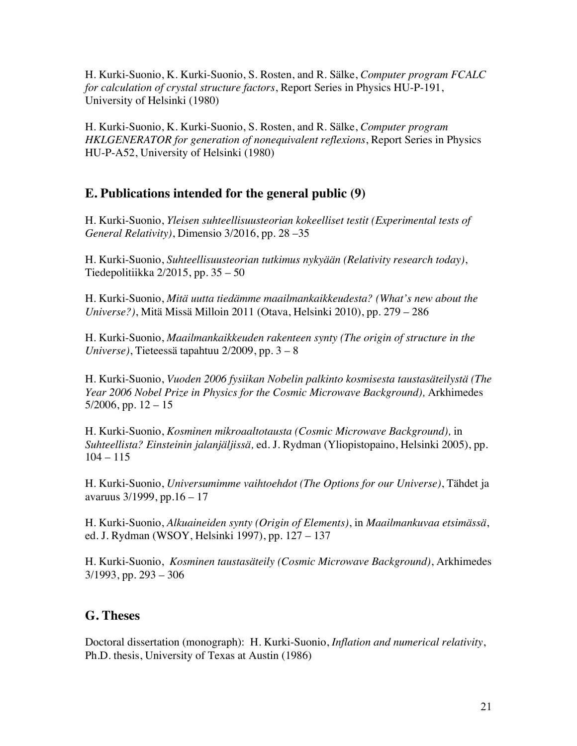H. Kurki-Suonio, K. Kurki-Suonio, S. Rosten, and R. Sälke, *Computer program FCALC for calculation of crystal structure factors*, Report Series in Physics HU-P-191, University of Helsinki (1980)

H. Kurki-Suonio, K. Kurki-Suonio, S. Rosten, and R. Sälke, *Computer program HKLGENERATOR for generation of nonequivalent reflexions*, Report Series in Physics HU-P-A52, University of Helsinki (1980)

## E. Publications intended for the general public (9)

H. Kurki-Suonio, *Yleisen suhteellisuusteorian kokeelliset testit (Experimental tests of General Relativity)*, Dimensio 3/2016, pp. 28 –35

H. Kurki-Suonio, *Suhteellisuusteorian tutkimus nykyään (Relativity research today)*, Tiedepolitiikka 2/2015, pp. 35 – 50

H. Kurki-Suonio, *Mitä uutta tiedämme maailmankaikkeudesta? (What's new about the Universe?)*, Mitä Missä Milloin 2011 (Otava, Helsinki 2010), pp. 279 – 286

H. Kurki-Suonio, *Maailmankaikkeuden rakenteen synty (The origin of structure in the Universe)*, Tieteessä tapahtuu 2/2009, pp. 3 – 8

H. Kurki-Suonio, *Vuoden 2006 fysiikan Nobelin palkinto kosmisesta taustasäteilystä (The Year 2006 Nobel Prize in Physics for the Cosmic Microwave Background),* Arkhimedes 5/2006, pp. 12 – 15

H. Kurki-Suonio, *Kosminen mikroaaltotausta (Cosmic Microwave Background),* in *Suhteellista? Einsteinin jalanjäljissä,* ed. J. Rydman (Yliopistopaino, Helsinki 2005), pp. 104 – 115

H. Kurki-Suonio, *Universumimme vaihtoehdot (The Options for our Universe)*, Tähdet ja avaruus 3/1999, pp.16 – 17

H. Kurki-Suonio, *Alkuaineiden synty (Origin of Elements)*, in *Maailmankuvaa etsimässä*, ed. J. Rydman (WSOY, Helsinki 1997), pp. 127 – 137

H. Kurki-Suonio, *Kosminen taustasäteily (Cosmic Microwave Background)*, Arkhimedes 3/1993, pp. 293 – 306

## G. Theses

Doctoral dissertation (monograph): H. Kurki-Suonio, *Inflation and numerical relativity*, Ph.D. thesis, University of Texas at Austin (1986)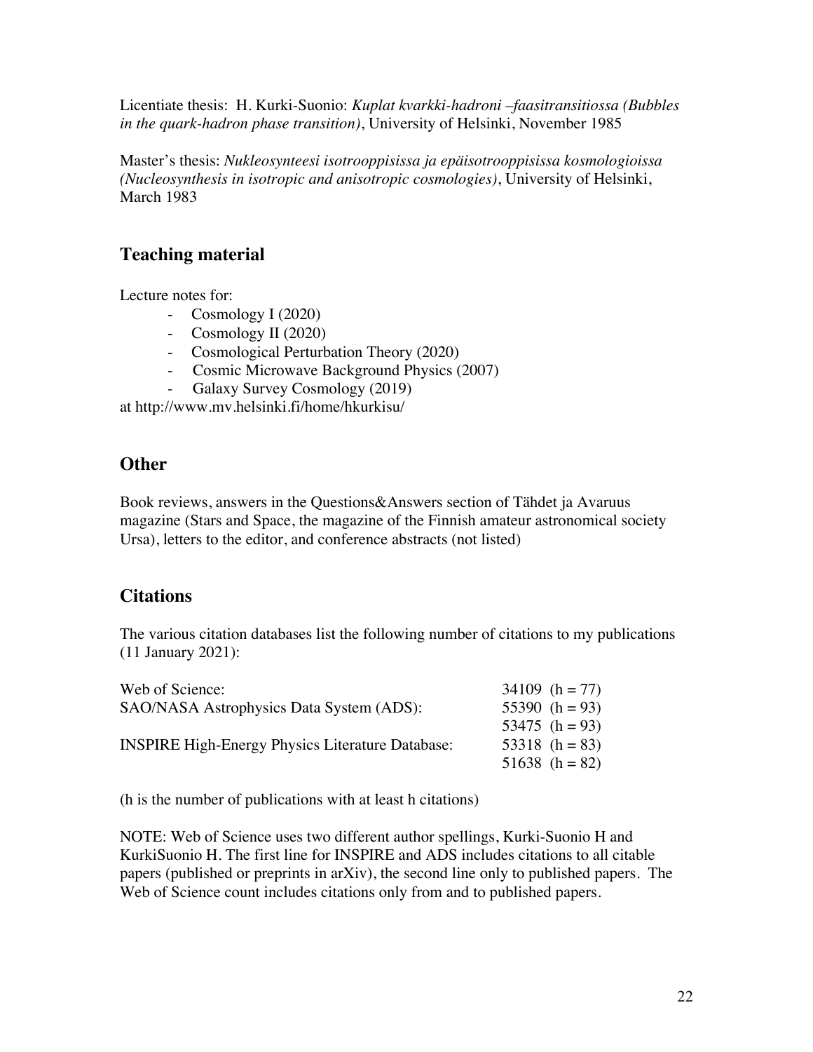Licentiate thesis: H. Kurki-Suonio: *Kuplat kvarkki-hadroni –faasitransitiossa (Bubbles in the quark-hadron phase transition)*, University of Helsinki, November 1985

Master's thesis: *Nukleosynteesi isotrooppisissa ja epäisotrooppisissa kosmologioissa (Nucleosynthesis in isotropic and anisotropic cosmologies)*, University of Helsinki, March 1983

## Teaching material

Lecture notes for:

- Cosmology I (2020)
- Cosmology II (2020)
- Cosmological Perturbation Theory (2020)
- Cosmic Microwave Background Physics (2007)
- Galaxy Survey Cosmology (2019)

at http://www.mv.helsinki.fi/home/hkurkisu/

## Other

Book reviews, answers in the Questions&Answers section of Tähdet ja Avaruus magazine (Stars and Space, the magazine of the Finnish amateur astronomical society Ursa), letters to the editor, and conference abstracts (not listed)

## Citations

The various citation databases list the following number of citations to my publications (11 January 2021):

| | |
|---|---|
| Web of Science: | 34109 (h = 77) |
| SAO/NASA Astrophysics Data System (ADS): | 55390 (h = 93) |
| | 53475 (h = 93) |
| INSPIRE High-Energy Physics Literature Database: | 53318 (h = 83) |
| | 51638 (h = 82) |

(h is the number of publications with at least h citations)

NOTE: Web of Science uses two different author spellings, Kurki-Suonio H and KurkiSuonio H. The first line for INSPIRE and ADS includes citations to all citable papers (published or preprints in arXiv), the second line only to published papers. The Web of Science count includes citations only from and to published papers.